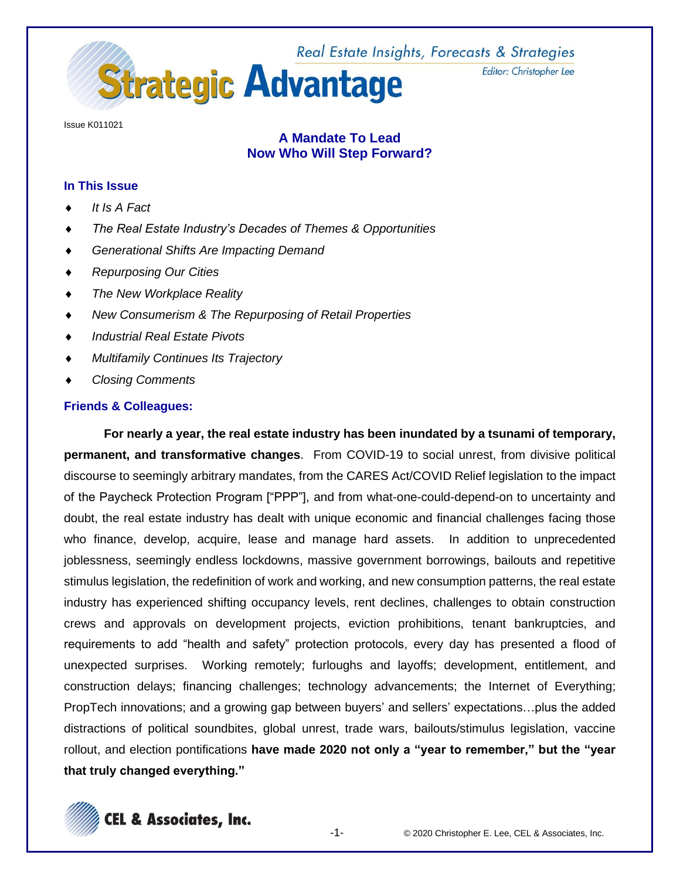# Strategic Advantage

Real Estate Insights, Forecasts & Strategies

Editor: Christopher Lee

Issue K011021

## A Mandate To Lead
## Now Who Will Step Forward?

### In This Issue

- *It Is A Fact*
- *The Real Estate Industry's Decades of Themes & Opportunities*
- *Generational Shifts Are Impacting Demand*
- *Repurposing Our Cities*
- *The New Workplace Reality*
- *New Consumerism & The Repurposing of Retail Properties*
- *Industrial Real Estate Pivots*
- *Multifamily Continues Its Trajectory*
- *Closing Comments*

### Friends & Colleagues:

**For nearly a year, the real estate industry has been inundated by a tsunami of temporary, permanent, and transformative changes**. From COVID-19 to social unrest, from divisive political discourse to seemingly arbitrary mandates, from the CARES Act/COVID Relief legislation to the impact of the Paycheck Protection Program ["PPP"], and from what-one-could-depend-on to uncertainty and doubt, the real estate industry has dealt with unique economic and financial challenges facing those who finance, develop, acquire, lease and manage hard assets. In addition to unprecedented joblessness, seemingly endless lockdowns, massive government borrowings, bailouts and repetitive stimulus legislation, the redefinition of work and working, and new consumption patterns, the real estate industry has experienced shifting occupancy levels, rent declines, challenges to obtain construction crews and approvals on development projects, eviction prohibitions, tenant bankruptcies, and requirements to add "health and safety" protection protocols, every day has presented a flood of unexpected surprises. Working remotely; furloughs and layoffs; development, entitlement, and construction delays; financing challenges; technology advancements; the Internet of Everything; PropTech innovations; and a growing gap between buyers' and sellers' expectations…plus the added distractions of political soundbites, global unrest, trade wars, bailouts/stimulus legislation, vaccine rollout, and election pontifications **have made 2020 not only a "year to remember," but the "year that truly changed everything."**

CEL & Associates, Inc.

© 2020 Christopher E. Lee, CEL & Associates, Inc.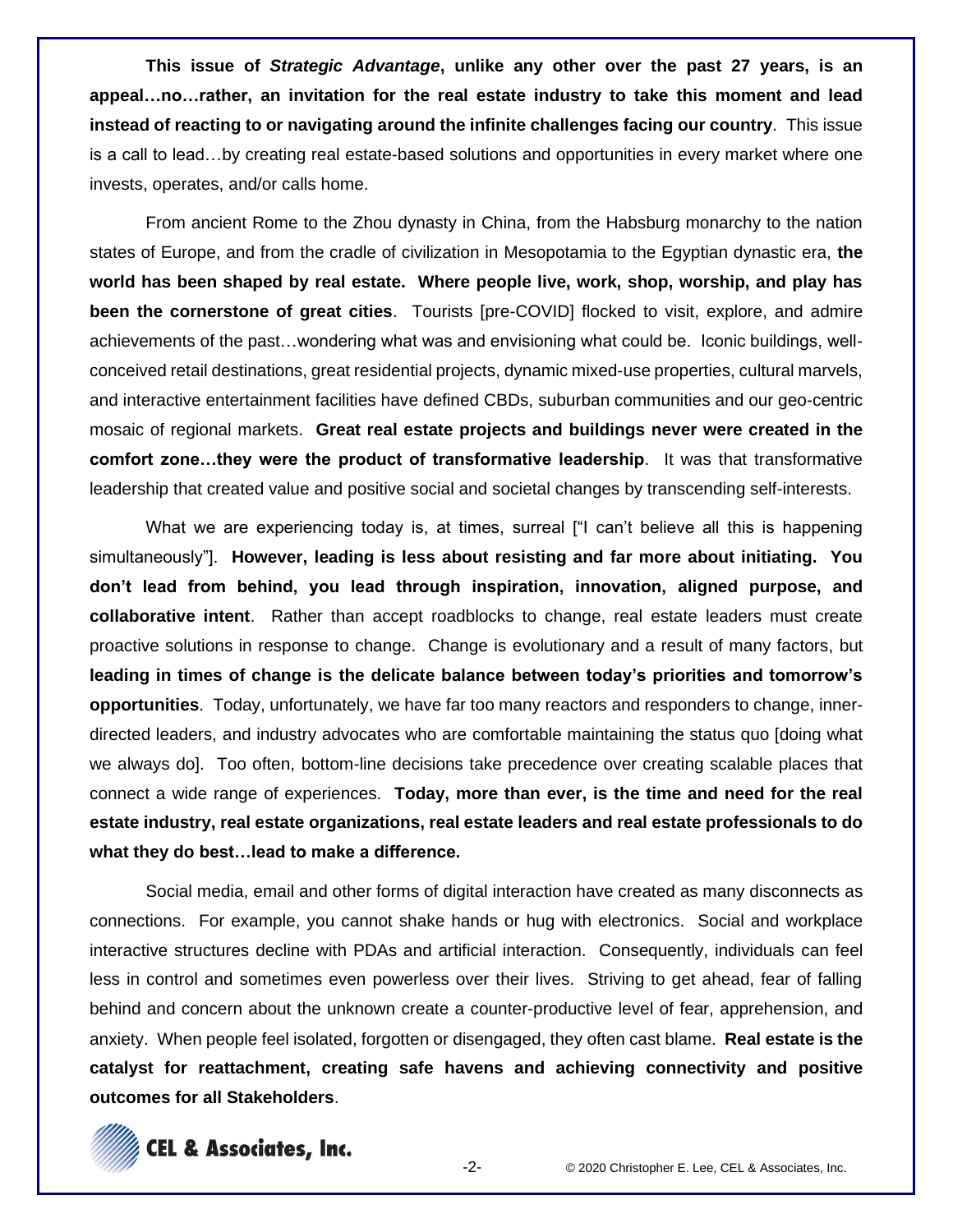**This issue of *Strategic Advantage*, unlike any other over the past 27 years, is an appeal…no…rather, an invitation for the real estate industry to take this moment and lead instead of reacting to or navigating around the infinite challenges facing our country**. This issue is a call to lead…by creating real estate-based solutions and opportunities in every market where one invests, operates, and/or calls home.

From ancient Rome to the Zhou dynasty in China, from the Habsburg monarchy to the nation states of Europe, and from the cradle of civilization in Mesopotamia to the Egyptian dynastic era, **the world has been shaped by real estate. Where people live, work, shop, worship, and play has been the cornerstone of great cities**. Tourists [pre-COVID] flocked to visit, explore, and admire achievements of the past…wondering what was and envisioning what could be. Iconic buildings, well-conceived retail destinations, great residential projects, dynamic mixed-use properties, cultural marvels, and interactive entertainment facilities have defined CBDs, suburban communities and our geo-centric mosaic of regional markets. **Great real estate projects and buildings never were created in the comfort zone…they were the product of transformative leadership**. It was that transformative leadership that created value and positive social and societal changes by transcending self-interests.

What we are experiencing today is, at times, surreal ["I can't believe all this is happening simultaneously"]. **However, leading is less about resisting and far more about initiating. You don't lead from behind, you lead through inspiration, innovation, aligned purpose, and collaborative intent**. Rather than accept roadblocks to change, real estate leaders must create proactive solutions in response to change. Change is evolutionary and a result of many factors, but **leading in times of change is the delicate balance between today's priorities and tomorrow's opportunities**. Today, unfortunately, we have far too many reactors and responders to change, inner-directed leaders, and industry advocates who are comfortable maintaining the status quo [doing what we always do]. Too often, bottom-line decisions take precedence over creating scalable places that connect a wide range of experiences. **Today, more than ever, is the time and need for the real estate industry, real estate organizations, real estate leaders and real estate professionals to do what they do best…lead to make a difference.**

Social media, email and other forms of digital interaction have created as many disconnects as connections. For example, you cannot shake hands or hug with electronics. Social and workplace interactive structures decline with PDAs and artificial interaction. Consequently, individuals can feel less in control and sometimes even powerless over their lives. Striving to get ahead, fear of falling behind and concern about the unknown create a counter-productive level of fear, apprehension, and anxiety. When people feel isolated, forgotten or disengaged, they often cast blame. **Real estate is the catalyst for reattachment, creating safe havens and achieving connectivity and positive outcomes for all Stakeholders**.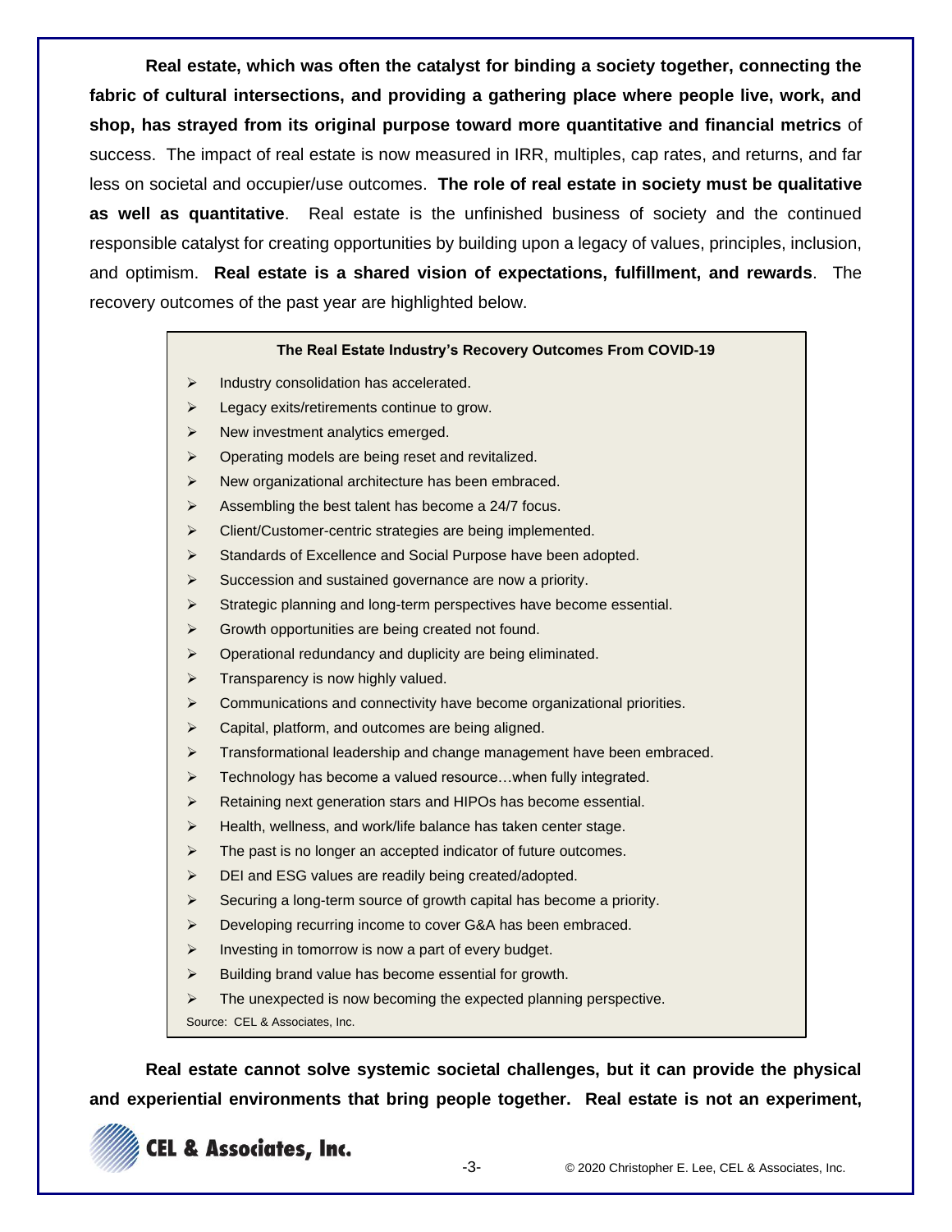**Real estate, which was often the catalyst for binding a society together, connecting the fabric of cultural intersections, and providing a gathering place where people live, work, and shop, has strayed from its original purpose toward more quantitative and financial metrics** of success. The impact of real estate is now measured in IRR, multiples, cap rates, and returns, and far less on societal and occupier/use outcomes. **The role of real estate in society must be qualitative as well as quantitative**. Real estate is the unfinished business of society and the continued responsible catalyst for creating opportunities by building upon a legacy of values, principles, inclusion, and optimism. **Real estate is a shared vision of expectations, fulfillment, and rewards**. The recovery outcomes of the past year are highlighted below.

**The Real Estate Industry's Recovery Outcomes From COVID-19**

- Industry consolidation has accelerated.
- Legacy exits/retirements continue to grow.
- New investment analytics emerged.
- Operating models are being reset and revitalized.
- New organizational architecture has been embraced.
- Assembling the best talent has become a 24/7 focus.
- Client/Customer-centric strategies are being implemented.
- Standards of Excellence and Social Purpose have been adopted.
- Succession and sustained governance are now a priority.
- Strategic planning and long-term perspectives have become essential.
- Growth opportunities are being created not found.
- Operational redundancy and duplicity are being eliminated.
- Transparency is now highly valued.
- Communications and connectivity have become organizational priorities.
- Capital, platform, and outcomes are being aligned.
- Transformational leadership and change management have been embraced.
- Technology has become a valued resource…when fully integrated.
- Retaining next generation stars and HIPOs has become essential.
- Health, wellness, and work/life balance has taken center stage.
- The past is no longer an accepted indicator of future outcomes.
- DEI and ESG values are readily being created/adopted.
- Securing a long-term source of growth capital has become a priority.
- Developing recurring income to cover G&A has been embraced.
- Investing in tomorrow is now a part of every budget.
- Building brand value has become essential for growth.
- The unexpected is now becoming the expected planning perspective.

Source: CEL & Associates, Inc.

**Real estate cannot solve systemic societal challenges, but it can provide the physical and experiential environments that bring people together. Real estate is not an experiment,**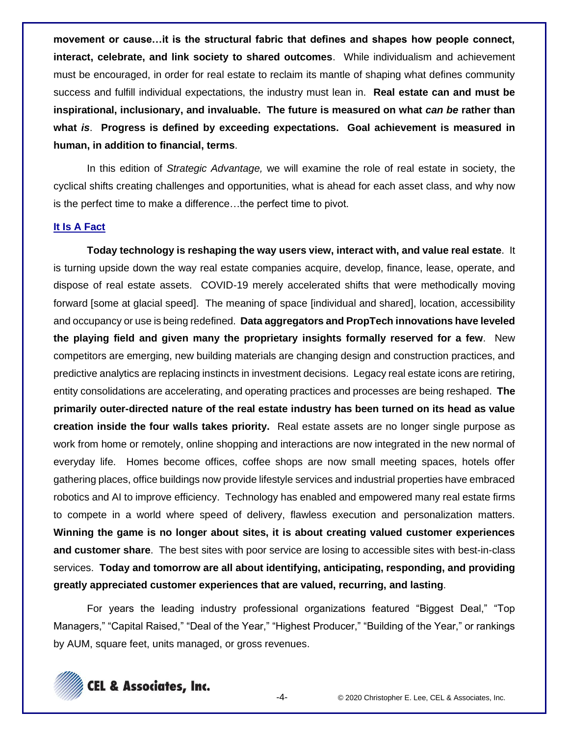**movement or cause…it is the structural fabric that defines and shapes how people connect, interact, celebrate, and link society to shared outcomes**. While individualism and achievement must be encouraged, in order for real estate to reclaim its mantle of shaping what defines community success and fulfill individual expectations, the industry must lean in. **Real estate can and must be inspirational, inclusionary, and invaluable. The future is measured on what *can be* rather than what *is*. Progress is defined by exceeding expectations. Goal achievement is measured in human, in addition to financial, terms**.

In this edition of *Strategic Advantage,* we will examine the role of real estate in society, the cyclical shifts creating challenges and opportunities, what is ahead for each asset class, and why now is the perfect time to make a difference…the perfect time to pivot.

## It Is A Fact

**Today technology is reshaping the way users view, interact with, and value real estate**. It is turning upside down the way real estate companies acquire, develop, finance, lease, operate, and dispose of real estate assets. COVID-19 merely accelerated shifts that were methodically moving forward [some at glacial speed]. The meaning of space [individual and shared], location, accessibility and occupancy or use is being redefined. **Data aggregators and PropTech innovations have leveled the playing field and given many the proprietary insights formally reserved for a few**. New competitors are emerging, new building materials are changing design and construction practices, and predictive analytics are replacing instincts in investment decisions. Legacy real estate icons are retiring, entity consolidations are accelerating, and operating practices and processes are being reshaped. **The primarily outer-directed nature of the real estate industry has been turned on its head as value creation inside the four walls takes priority.** Real estate assets are no longer single purpose as work from home or remotely, online shopping and interactions are now integrated in the new normal of everyday life. Homes become offices, coffee shops are now small meeting spaces, hotels offer gathering places, office buildings now provide lifestyle services and industrial properties have embraced robotics and AI to improve efficiency. Technology has enabled and empowered many real estate firms to compete in a world where speed of delivery, flawless execution and personalization matters. **Winning the game is no longer about sites, it is about creating valued customer experiences and customer share**. The best sites with poor service are losing to accessible sites with best-in-class services. **Today and tomorrow are all about identifying, anticipating, responding, and providing greatly appreciated customer experiences that are valued, recurring, and lasting**.

For years the leading industry professional organizations featured "Biggest Deal," "Top Managers," "Capital Raised," "Deal of the Year," "Highest Producer," "Building of the Year," or rankings by AUM, square feet, units managed, or gross revenues.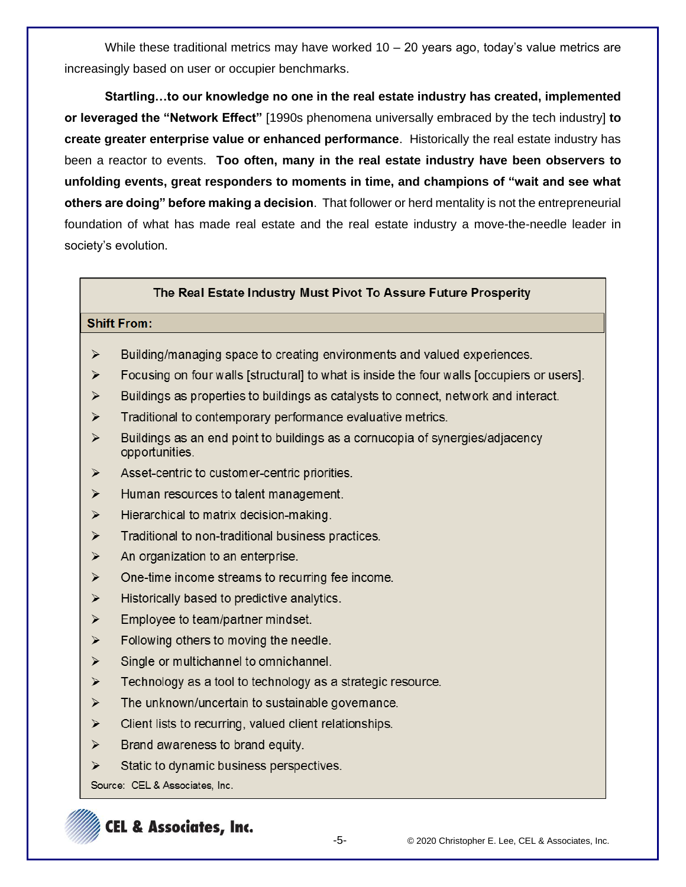While these traditional metrics may have worked 10 – 20 years ago, today's value metrics are increasingly based on user or occupier benchmarks.

**Startling…to our knowledge no one in the real estate industry has created, implemented or leveraged the "Network Effect"** [1990s phenomena universally embraced by the tech industry] **to create greater enterprise value or enhanced performance**. Historically the real estate industry has been a reactor to events. **Too often, many in the real estate industry have been observers to unfolding events, great responders to moments in time, and champions of "wait and see what others are doing" before making a decision**. That follower or herd mentality is not the entrepreneurial foundation of what has made real estate and the real estate industry a move-the-needle leader in society's evolution.

**The Real Estate Industry Must Pivot To Assure Future Prosperity**

**Shift From:**

- Building/managing space to creating environments and valued experiences.
- Focusing on four walls [structural] to what is inside the four walls [occupiers or users].
- Buildings as properties to buildings as catalysts to connect, network and interact.
- Traditional to contemporary performance evaluative metrics.
- Buildings as an end point to buildings as a cornucopia of synergies/adjacency opportunities.
- Asset-centric to customer-centric priorities.
- Human resources to talent management.
- Hierarchical to matrix decision-making.
- Traditional to non-traditional business practices.
- An organization to an enterprise.
- One-time income streams to recurring fee income.
- Historically based to predictive analytics.
- Employee to team/partner mindset.
- Following others to moving the needle.
- Single or multichannel to omnichannel.
- Technology as a tool to technology as a strategic resource.
- The unknown/uncertain to sustainable governance.
- Client lists to recurring, valued client relationships.
- Brand awareness to brand equity.
- Static to dynamic business perspectives.

Source: CEL & Associates, Inc.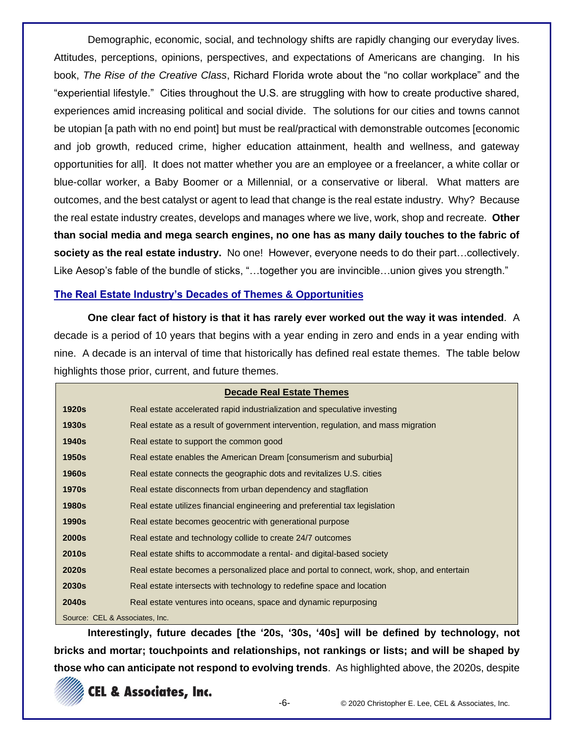Demographic, economic, social, and technology shifts are rapidly changing our everyday lives. Attitudes, perceptions, opinions, perspectives, and expectations of Americans are changing. In his book, *The Rise of the Creative Class*, Richard Florida wrote about the "no collar workplace" and the "experiential lifestyle." Cities throughout the U.S. are struggling with how to create productive shared, experiences amid increasing political and social divide. The solutions for our cities and towns cannot be utopian [a path with no end point] but must be real/practical with demonstrable outcomes [economic and job growth, reduced crime, higher education attainment, health and wellness, and gateway opportunities for all]. It does not matter whether you are an employee or a freelancer, a white collar or blue-collar worker, a Baby Boomer or a Millennial, or a conservative or liberal. What matters are outcomes, and the best catalyst or agent to lead that change is the real estate industry. Why? Because the real estate industry creates, develops and manages where we live, work, shop and recreate. **Other than social media and mega search engines, no one has as many daily touches to the fabric of society as the real estate industry.** No one! However, everyone needs to do their part…collectively. Like Aesop's fable of the bundle of sticks, "…together you are invincible…union gives you strength."

## The Real Estate Industry's Decades of Themes & Opportunities

**One clear fact of history is that it has rarely ever worked out the way it was intended**. A decade is a period of 10 years that begins with a year ending in zero and ends in a year ending with nine. A decade is an interval of time that historically has defined real estate themes. The table below highlights those prior, current, and future themes.

**Decade Real Estate Themes**

| | |
|---|---|
| **1920s** | Real estate accelerated rapid industrialization and speculative investing |
| **1930s** | Real estate as a result of government intervention, regulation, and mass migration |
| **1940s** | Real estate to support the common good |
| **1950s** | Real estate enables the American Dream [consumerism and suburbia] |
| **1960s** | Real estate connects the geographic dots and revitalizes U.S. cities |
| **1970s** | Real estate disconnects from urban dependency and stagflation |
| **1980s** | Real estate utilizes financial engineering and preferential tax legislation |
| **1990s** | Real estate becomes geocentric with generational purpose |
| **2000s** | Real estate and technology collide to create 24/7 outcomes |
| **2010s** | Real estate shifts to accommodate a rental- and digital-based society |
| **2020s** | Real estate becomes a personalized place and portal to connect, work, shop, and entertain |
| **2030s** | Real estate intersects with technology to redefine space and location |
| **2040s** | Real estate ventures into oceans, space and dynamic repurposing |

Source: CEL & Associates, Inc.

**Interestingly, future decades [the '20s, '30s, '40s] will be defined by technology, not bricks and mortar; touchpoints and relationships, not rankings or lists; and will be shaped by those who can anticipate not respond to evolving trends**. As highlighted above, the 2020s, despite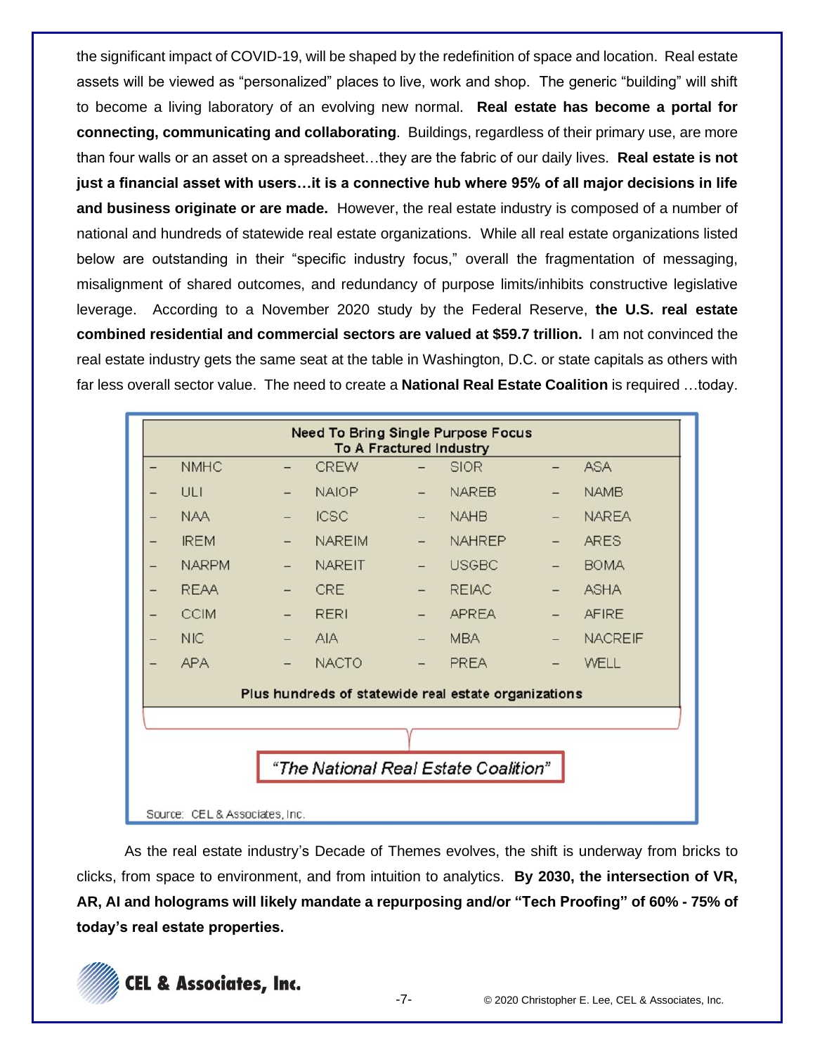the significant impact of COVID-19, will be shaped by the redefinition of space and location. Real estate assets will be viewed as "personalized" places to live, work and shop. The generic "building" will shift to become a living laboratory of an evolving new normal. **Real estate has become a portal for connecting, communicating and collaborating**. Buildings, regardless of their primary use, are more than four walls or an asset on a spreadsheet…they are the fabric of our daily lives. **Real estate is not just a financial asset with users…it is a connective hub where 95% of all major decisions in life and business originate or are made.** However, the real estate industry is composed of a number of national and hundreds of statewide real estate organizations. While all real estate organizations listed below are outstanding in their "specific industry focus," overall the fragmentation of messaging, misalignment of shared outcomes, and redundancy of purpose limits/inhibits constructive legislative leverage. According to a November 2020 study by the Federal Reserve, **the U.S. real estate combined residential and commercial sectors are valued at $59.7 trillion.** I am not convinced the real estate industry gets the same seat at the table in Washington, D.C. or state capitals as others with far less overall sector value. The need to create a **National Real Estate Coalition** is required …today.

**Need To Bring Single Purpose Focus To A Fractured Industry**

| | | | |
|---|---|---|---|
| – NMHC | – CREW | – SIOR | – ASA |
| – ULI | – NAIOP | – NAREB | – NAMB |
| – NAA | – ICSC | – NAHB | – NAREA |
| – IREM | – NAREIM | – NAHREP | – ARES |
| – NARPM | – NAREIT | – USGBC | – BOMA |
| – REAA | – CRE | – REIAC | – ASHA |
| – CCIM | – RERI | – APREA | – AFIRE |
| – NIC | – AIA | – MBA | – NACREIF |
| – APA | – NACTO | – PREA | – WELL |

**Plus hundreds of statewide real estate organizations**

*"The National Real Estate Coalition"*

Source: CEL & Associates, Inc.

As the real estate industry's Decade of Themes evolves, the shift is underway from bricks to clicks, from space to environment, and from intuition to analytics. **By 2030, the intersection of VR, AR, AI and holograms will likely mandate a repurposing and/or "Tech Proofing" of 60% - 75% of today's real estate properties.**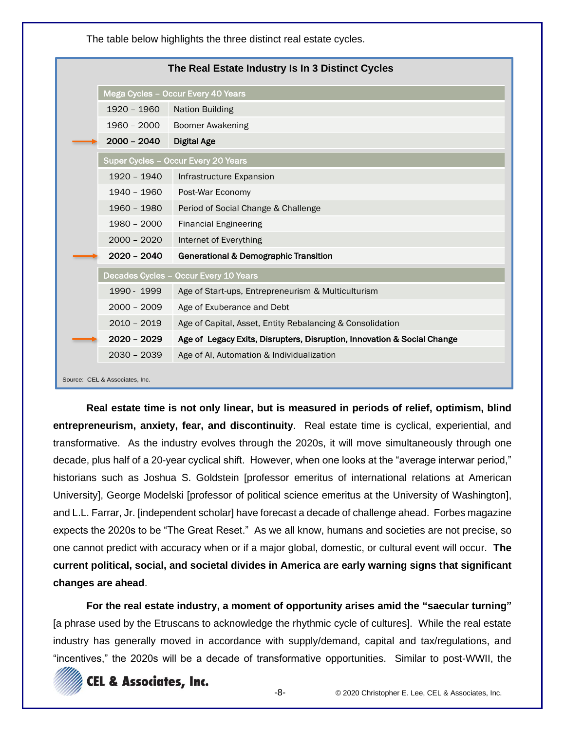The table below highlights the three distinct real estate cycles.

**The Real Estate Industry Is In 3 Distinct Cycles**

| | | |
|---|---|---|
| | **Mega Cycles – Occur Every 40 Years** | |
| | 1920 – 1960 | Nation Building |
| | 1960 – 2000 | Boomer Awakening |
| → | **2000 – 2040** | **Digital Age** |
| | **Super Cycles – Occur Every 20 Years** | |
| | 1920 – 1940 | Infrastructure Expansion |
| | 1940 – 1960 | Post-War Economy |
| | 1960 – 1980 | Period of Social Change & Challenge |
| | 1980 – 2000 | Financial Engineering |
| | 2000 – 2020 | Internet of Everything |
| → | **2020 – 2040** | **Generational & Demographic Transition** |
| | **Decades Cycles – Occur Every 10 Years** | |
| | 1990 - 1999 | Age of Start-ups, Entrepreneurism & Multiculturism |
| | 2000 – 2009 | Age of Exuberance and Debt |
| | 2010 – 2019 | Age of Capital, Asset, Entity Rebalancing & Consolidation |
| → | **2020 – 2029** | **Age of Legacy Exits, Disrupters, Disruption, Innovation & Social Change** |
| | 2030 – 2039 | Age of AI, Automation & Individualization |

Source: CEL & Associates, Inc.

**Real estate time is not only linear, but is measured in periods of relief, optimism, blind entrepreneurism, anxiety, fear, and discontinuity**. Real estate time is cyclical, experiential, and transformative. As the industry evolves through the 2020s, it will move simultaneously through one decade, plus half of a 20-year cyclical shift. However, when one looks at the "average interwar period," historians such as Joshua S. Goldstein [professor emeritus of international relations at American University], George Modelski [professor of political science emeritus at the University of Washington], and L.L. Farrar, Jr. [independent scholar] have forecast a decade of challenge ahead. Forbes magazine expects the 2020s to be "The Great Reset." As we all know, humans and societies are not precise, so one cannot predict with accuracy when or if a major global, domestic, or cultural event will occur. **The current political, social, and societal divides in America are early warning signs that significant changes are ahead**.

**For the real estate industry, a moment of opportunity arises amid the "saecular turning"** [a phrase used by the Etruscans to acknowledge the rhythmic cycle of cultures]. While the real estate industry has generally moved in accordance with supply/demand, capital and tax/regulations, and "incentives," the 2020s will be a decade of transformative opportunities. Similar to post-WWII, the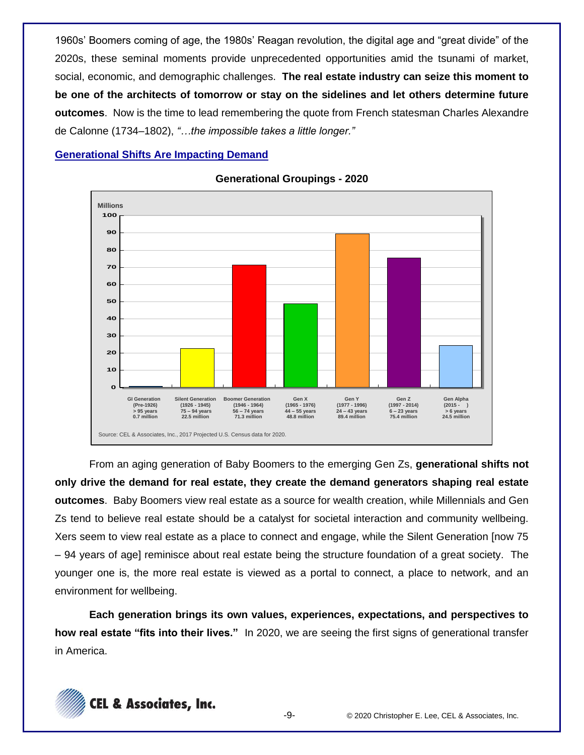1960s' Boomers coming of age, the 1980s' Reagan revolution, the digital age and "great divide" of the 2020s, these seminal moments provide unprecedented opportunities amid the tsunami of market, social, economic, and demographic challenges. **The real estate industry can seize this moment to be one of the architects of tomorrow or stay on the sidelines and let others determine future outcomes**. Now is the time to lead remembering the quote from French statesman Charles Alexandre de Calonne (1734–1802), *"…the impossible takes a little longer."*

## Generational Shifts Are Impacting Demand

**Generational Groupings - 2020**

Millions

100
90
80
70
60
50
40
30
20
10
0

GI Generation (Pre-1926) > 95 years 0.7 million

Silent Generation (1926 - 1945) 75 – 94 years 22.5 million

Boomer Generation (1946 - 1964) 56 – 74 years 71.3 million

Gen X (1965 - 1976) 44 – 55 years 48.8 million

Gen Y (1977 - 1996) 24 – 43 years 89.4 million

Gen Z (1997 - 2014) 6 – 23 years 75.4 million

Gen Alpha (2015 - ) > 6 years 24.5 million

Source: CEL & Associates, Inc., 2017 Projected U.S. Census data for 2020.

From an aging generation of Baby Boomers to the emerging Gen Zs, **generational shifts not only drive the demand for real estate, they create the demand generators shaping real estate outcomes**. Baby Boomers view real estate as a source for wealth creation, while Millennials and Gen Zs tend to believe real estate should be a catalyst for societal interaction and community wellbeing. Xers seem to view real estate as a place to connect and engage, while the Silent Generation [now 75 – 94 years of age] reminisce about real estate being the structure foundation of a great society. The younger one is, the more real estate is viewed as a portal to connect, a place to network, and an environment for wellbeing.

**Each generation brings its own values, experiences, expectations, and perspectives to how real estate "fits into their lives."** In 2020, we are seeing the first signs of generational transfer in America.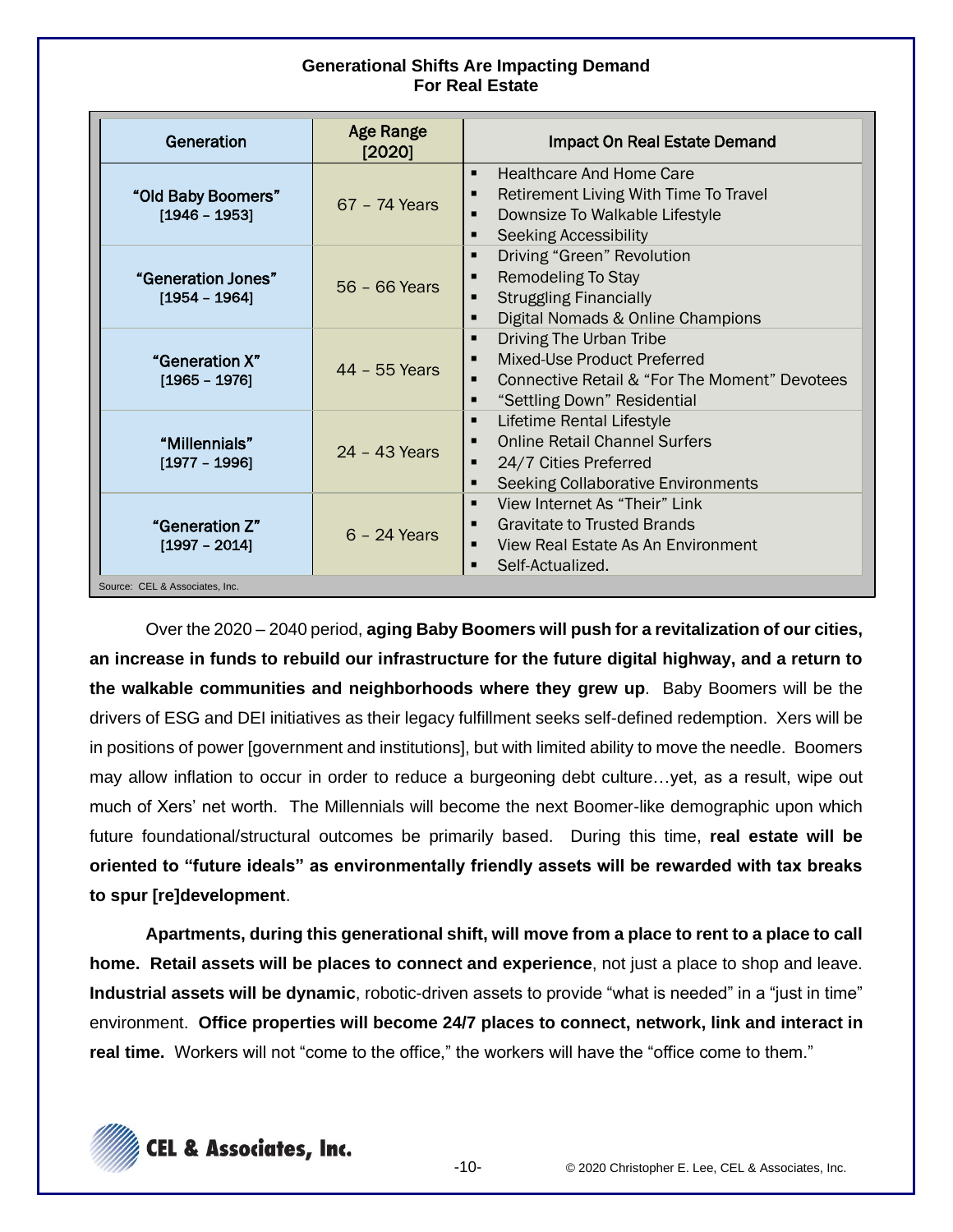**Generational Shifts Are Impacting Demand**
**For Real Estate**

| Generation | Age Range [2020] | Impact On Real Estate Demand |
|---|---|---|
| "Old Baby Boomers" [1946 – 1953] | 67 – 74 Years | ▪ Healthcare And Home Care<br>▪ Retirement Living With Time To Travel<br>▪ Downsize To Walkable Lifestyle<br>▪ Seeking Accessibility |
| "Generation Jones" [1954 – 1964] | 56 – 66 Years | ▪ Driving "Green" Revolution<br>▪ Remodeling To Stay<br>▪ Struggling Financially<br>▪ Digital Nomads & Online Champions |
| "Generation X" [1965 – 1976] | 44 – 55 Years | ▪ Driving The Urban Tribe<br>▪ Mixed-Use Product Preferred<br>▪ Connective Retail & "For The Moment" Devotees<br>▪ "Settling Down" Residential |
| "Millennials" [1977 – 1996] | 24 – 43 Years | ▪ Lifetime Rental Lifestyle<br>▪ Online Retail Channel Surfers<br>▪ 24/7 Cities Preferred<br>▪ Seeking Collaborative Environments |
| "Generation Z" [1997 – 2014] | 6 – 24 Years | ▪ View Internet As "Their" Link<br>▪ Gravitate to Trusted Brands<br>▪ View Real Estate As An Environment<br>▪ Self-Actualized. |

Source: CEL & Associates, Inc.

Over the 2020 – 2040 period, **aging Baby Boomers will push for a revitalization of our cities, an increase in funds to rebuild our infrastructure for the future digital highway, and a return to the walkable communities and neighborhoods where they grew up**. Baby Boomers will be the drivers of ESG and DEI initiatives as their legacy fulfillment seeks self-defined redemption. Xers will be in positions of power [government and institutions], but with limited ability to move the needle. Boomers may allow inflation to occur in order to reduce a burgeoning debt culture…yet, as a result, wipe out much of Xers' net worth. The Millennials will become the next Boomer-like demographic upon which future foundational/structural outcomes be primarily based. During this time, **real estate will be oriented to "future ideals" as environmentally friendly assets will be rewarded with tax breaks to spur [re]development**.

**Apartments, during this generational shift, will move from a place to rent to a place to call home. Retail assets will be places to connect and experience**, not just a place to shop and leave. **Industrial assets will be dynamic**, robotic-driven assets to provide "what is needed" in a "just in time" environment. **Office properties will become 24/7 places to connect, network, link and interact in real time.** Workers will not "come to the office," the workers will have the "office come to them."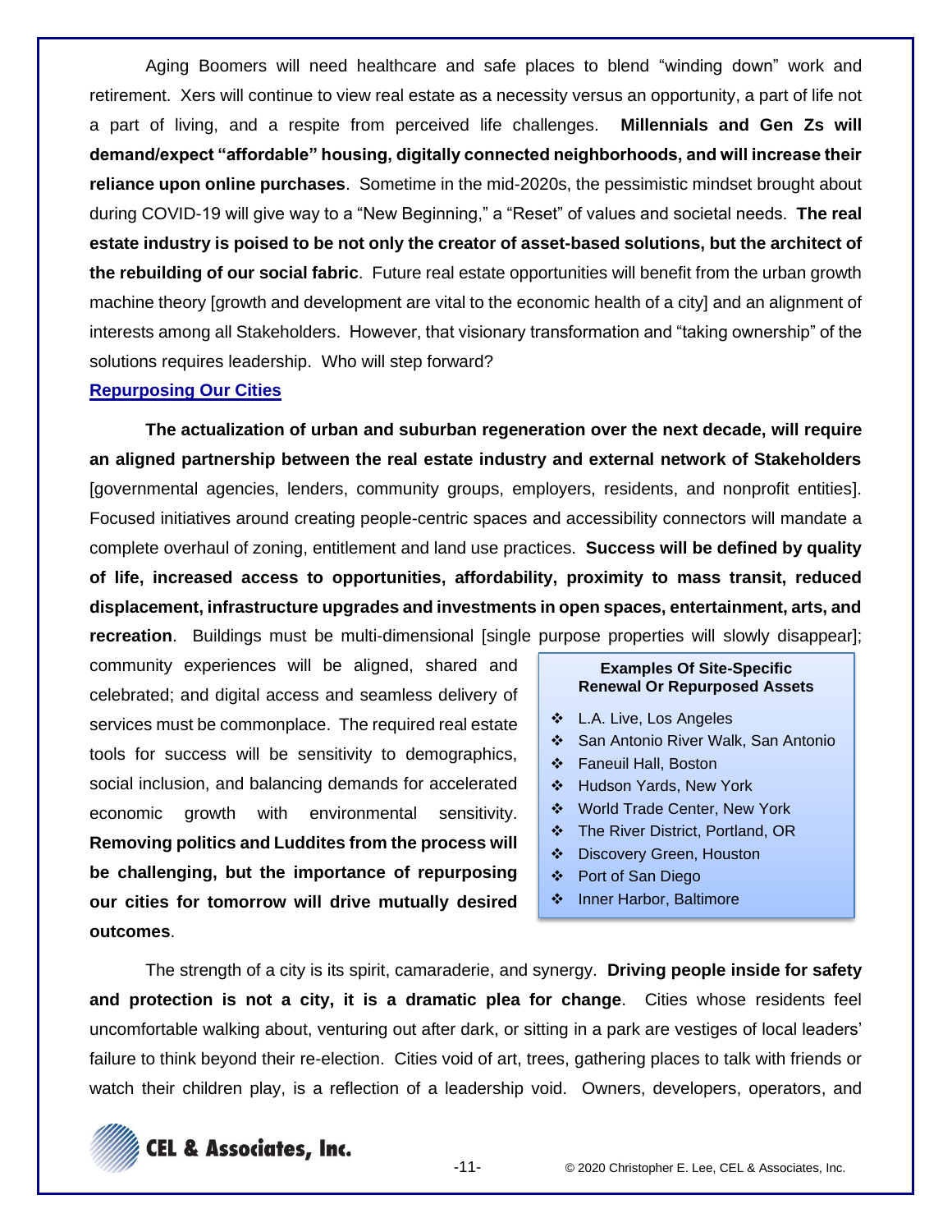Aging Boomers will need healthcare and safe places to blend "winding down" work and retirement. Xers will continue to view real estate as a necessity versus an opportunity, a part of life not a part of living, and a respite from perceived life challenges. **Millennials and Gen Zs will demand/expect "affordable" housing, digitally connected neighborhoods, and will increase their reliance upon online purchases**. Sometime in the mid-2020s, the pessimistic mindset brought about during COVID-19 will give way to a "New Beginning," a "Reset" of values and societal needs. **The real estate industry is poised to be not only the creator of asset-based solutions, but the architect of the rebuilding of our social fabric**. Future real estate opportunities will benefit from the urban growth machine theory [growth and development are vital to the economic health of a city] and an alignment of interests among all Stakeholders. However, that visionary transformation and "taking ownership" of the solutions requires leadership. Who will step forward?

## Repurposing Our Cities

**The actualization of urban and suburban regeneration over the next decade, will require an aligned partnership between the real estate industry and external network of Stakeholders** [governmental agencies, lenders, community groups, employers, residents, and nonprofit entities]. Focused initiatives around creating people-centric spaces and accessibility connectors will mandate a complete overhaul of zoning, entitlement and land use practices. **Success will be defined by quality of life, increased access to opportunities, affordability, proximity to mass transit, reduced displacement, infrastructure upgrades and investments in open spaces, entertainment, arts, and recreation**. Buildings must be multi-dimensional [single purpose properties will slowly disappear]; community experiences will be aligned, shared and celebrated; and digital access and seamless delivery of services must be commonplace. The required real estate tools for success will be sensitivity to demographics, social inclusion, and balancing demands for accelerated economic growth with environmental sensitivity. **Removing politics and Luddites from the process will be challenging, but the importance of repurposing our cities for tomorrow will drive mutually desired outcomes**.

**Examples Of Site-Specific Renewal Or Repurposed Assets**

- L.A. Live, Los Angeles
- San Antonio River Walk, San Antonio
- Faneuil Hall, Boston
- Hudson Yards, New York
- World Trade Center, New York
- The River District, Portland, OR
- Discovery Green, Houston
- Port of San Diego
- Inner Harbor, Baltimore

The strength of a city is its spirit, camaraderie, and synergy. **Driving people inside for safety and protection is not a city, it is a dramatic plea for change**. Cities whose residents feel uncomfortable walking about, venturing out after dark, or sitting in a park are vestiges of local leaders' failure to think beyond their re-election. Cities void of art, trees, gathering places to talk with friends or watch their children play, is a reflection of a leadership void. Owners, developers, operators, and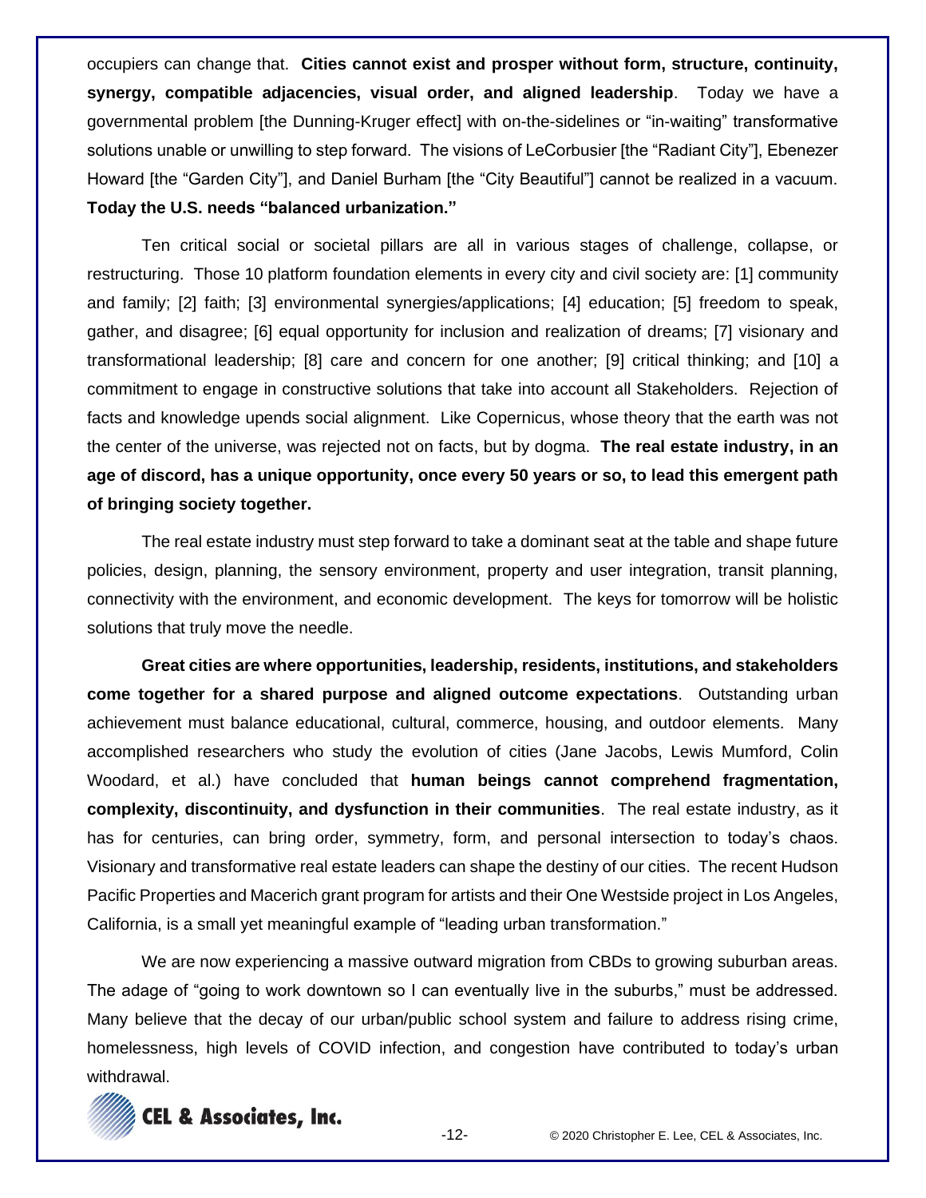occupiers can change that. **Cities cannot exist and prosper without form, structure, continuity, synergy, compatible adjacencies, visual order, and aligned leadership**. Today we have a governmental problem [the Dunning-Kruger effect] with on-the-sidelines or "in-waiting" transformative solutions unable or unwilling to step forward. The visions of LeCorbusier [the "Radiant City"], Ebenezer Howard [the "Garden City"], and Daniel Burham [the "City Beautiful"] cannot be realized in a vacuum. **Today the U.S. needs "balanced urbanization."**

Ten critical social or societal pillars are all in various stages of challenge, collapse, or restructuring. Those 10 platform foundation elements in every city and civil society are: [1] community and family; [2] faith; [3] environmental synergies/applications; [4] education; [5] freedom to speak, gather, and disagree; [6] equal opportunity for inclusion and realization of dreams; [7] visionary and transformational leadership; [8] care and concern for one another; [9] critical thinking; and [10] a commitment to engage in constructive solutions that take into account all Stakeholders. Rejection of facts and knowledge upends social alignment. Like Copernicus, whose theory that the earth was not the center of the universe, was rejected not on facts, but by dogma. **The real estate industry, in an age of discord, has a unique opportunity, once every 50 years or so, to lead this emergent path of bringing society together.**

The real estate industry must step forward to take a dominant seat at the table and shape future policies, design, planning, the sensory environment, property and user integration, transit planning, connectivity with the environment, and economic development. The keys for tomorrow will be holistic solutions that truly move the needle.

**Great cities are where opportunities, leadership, residents, institutions, and stakeholders come together for a shared purpose and aligned outcome expectations**. Outstanding urban achievement must balance educational, cultural, commerce, housing, and outdoor elements. Many accomplished researchers who study the evolution of cities (Jane Jacobs, Lewis Mumford, Colin Woodard, et al.) have concluded that **human beings cannot comprehend fragmentation, complexity, discontinuity, and dysfunction in their communities**. The real estate industry, as it has for centuries, can bring order, symmetry, form, and personal intersection to today's chaos. Visionary and transformative real estate leaders can shape the destiny of our cities. The recent Hudson Pacific Properties and Macerich grant program for artists and their One Westside project in Los Angeles, California, is a small yet meaningful example of "leading urban transformation."

We are now experiencing a massive outward migration from CBDs to growing suburban areas. The adage of "going to work downtown so I can eventually live in the suburbs," must be addressed. Many believe that the decay of our urban/public school system and failure to address rising crime, homelessness, high levels of COVID infection, and congestion have contributed to today's urban withdrawal.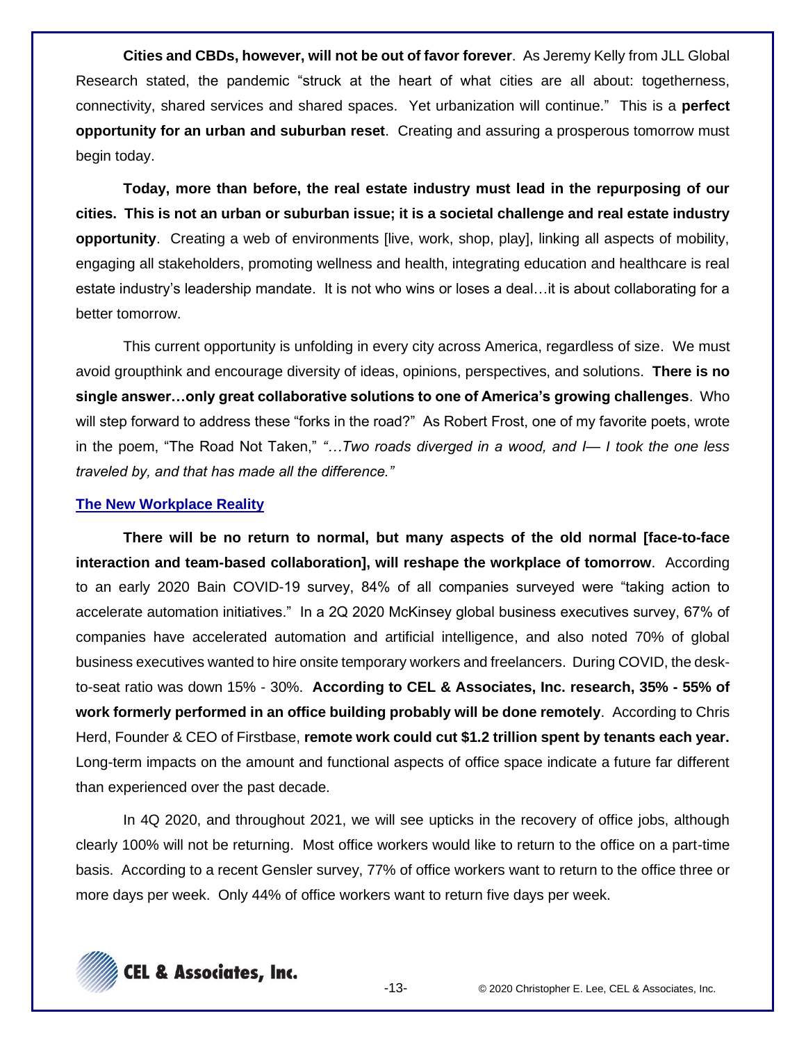**Cities and CBDs, however, will not be out of favor forever**. As Jeremy Kelly from JLL Global Research stated, the pandemic "struck at the heart of what cities are all about: togetherness, connectivity, shared services and shared spaces. Yet urbanization will continue." This is a **perfect opportunity for an urban and suburban reset**. Creating and assuring a prosperous tomorrow must begin today.

**Today, more than before, the real estate industry must lead in the repurposing of our cities. This is not an urban or suburban issue; it is a societal challenge and real estate industry opportunity**. Creating a web of environments [live, work, shop, play], linking all aspects of mobility, engaging all stakeholders, promoting wellness and health, integrating education and healthcare is real estate industry's leadership mandate. It is not who wins or loses a deal…it is about collaborating for a better tomorrow.

This current opportunity is unfolding in every city across America, regardless of size. We must avoid groupthink and encourage diversity of ideas, opinions, perspectives, and solutions. **There is no single answer…only great collaborative solutions to one of America's growing challenges**. Who will step forward to address these "forks in the road?" As Robert Frost, one of my favorite poets, wrote in the poem, "The Road Not Taken," *"…Two roads diverged in a wood, and I— I took the one less traveled by, and that has made all the difference."*

## The New Workplace Reality

**There will be no return to normal, but many aspects of the old normal [face-to-face interaction and team-based collaboration], will reshape the workplace of tomorrow**. According to an early 2020 Bain COVID-19 survey, 84% of all companies surveyed were "taking action to accelerate automation initiatives." In a 2Q 2020 McKinsey global business executives survey, 67% of companies have accelerated automation and artificial intelligence, and also noted 70% of global business executives wanted to hire onsite temporary workers and freelancers. During COVID, the desk-to-seat ratio was down 15% - 30%. **According to CEL & Associates, Inc. research, 35% - 55% of work formerly performed in an office building probably will be done remotely**. According to Chris Herd, Founder & CEO of Firstbase, **remote work could cut $1.2 trillion spent by tenants each year.** Long-term impacts on the amount and functional aspects of office space indicate a future far different than experienced over the past decade.

In 4Q 2020, and throughout 2021, we will see upticks in the recovery of office jobs, although clearly 100% will not be returning. Most office workers would like to return to the office on a part-time basis. According to a recent Gensler survey, 77% of office workers want to return to the office three or more days per week. Only 44% of office workers want to return five days per week.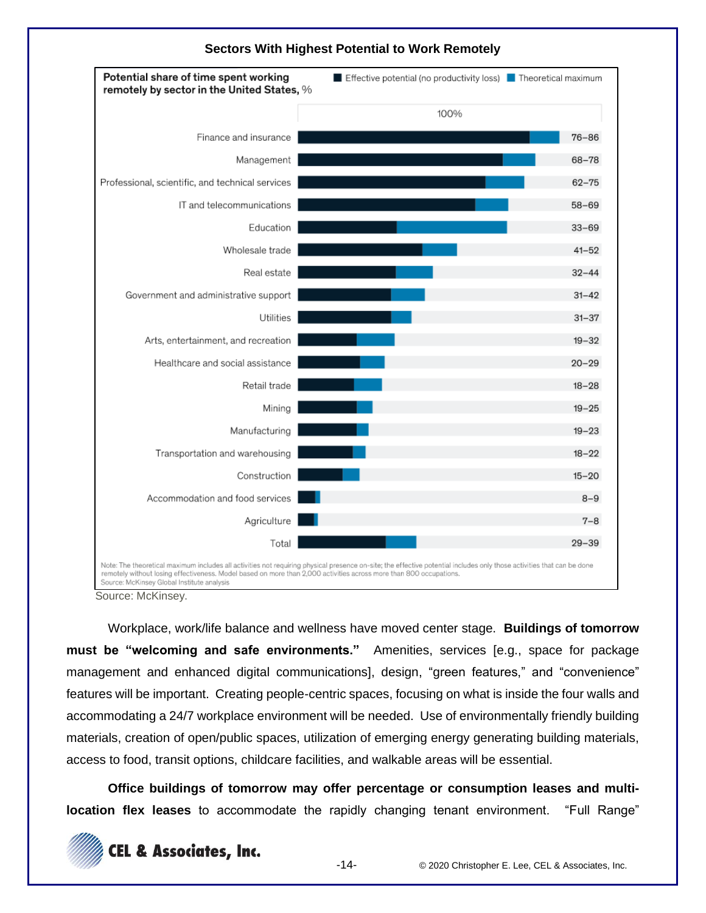**Sectors With Highest Potential to Work Remotely**

Potential share of time spent working remotely by sector in the United States, %

Effective potential (no productivity loss) | Theoretical maximum

100%

Finance and insurance 76–86
Management 68–78
Professional, scientific, and technical services 62–75
IT and telecommunications 58–69
Education 33–69
Wholesale trade 41–52
Real estate 32–44
Government and administrative support 31–42
Utilities 31–37
Arts, entertainment, and recreation 19–32
Healthcare and social assistance 20–29
Retail trade 18–28
Mining 19–25
Manufacturing 19–23
Transportation and warehousing 18–22
Construction 15–20
Accommodation and food services 8–9
Agriculture 7–8
Total 29–39

Note: The theoretical maximum includes all activities not requiring physical presence on-site; the effective potential includes only those activities that can be done remotely without losing effectiveness. Model based on more than 2,000 activities across more than 800 occupations.
Source: McKinsey Global Institute analysis

Source: McKinsey.

Workplace, work/life balance and wellness have moved center stage. **Buildings of tomorrow must be "welcoming and safe environments."** Amenities, services [e.g., space for package management and enhanced digital communications], design, "green features," and "convenience" features will be important. Creating people-centric spaces, focusing on what is inside the four walls and accommodating a 24/7 workplace environment will be needed. Use of environmentally friendly building materials, creation of open/public spaces, utilization of emerging energy generating building materials, access to food, transit options, childcare facilities, and walkable areas will be essential.

**Office buildings of tomorrow may offer percentage or consumption leases and multi-location flex leases** to accommodate the rapidly changing tenant environment. "Full Range"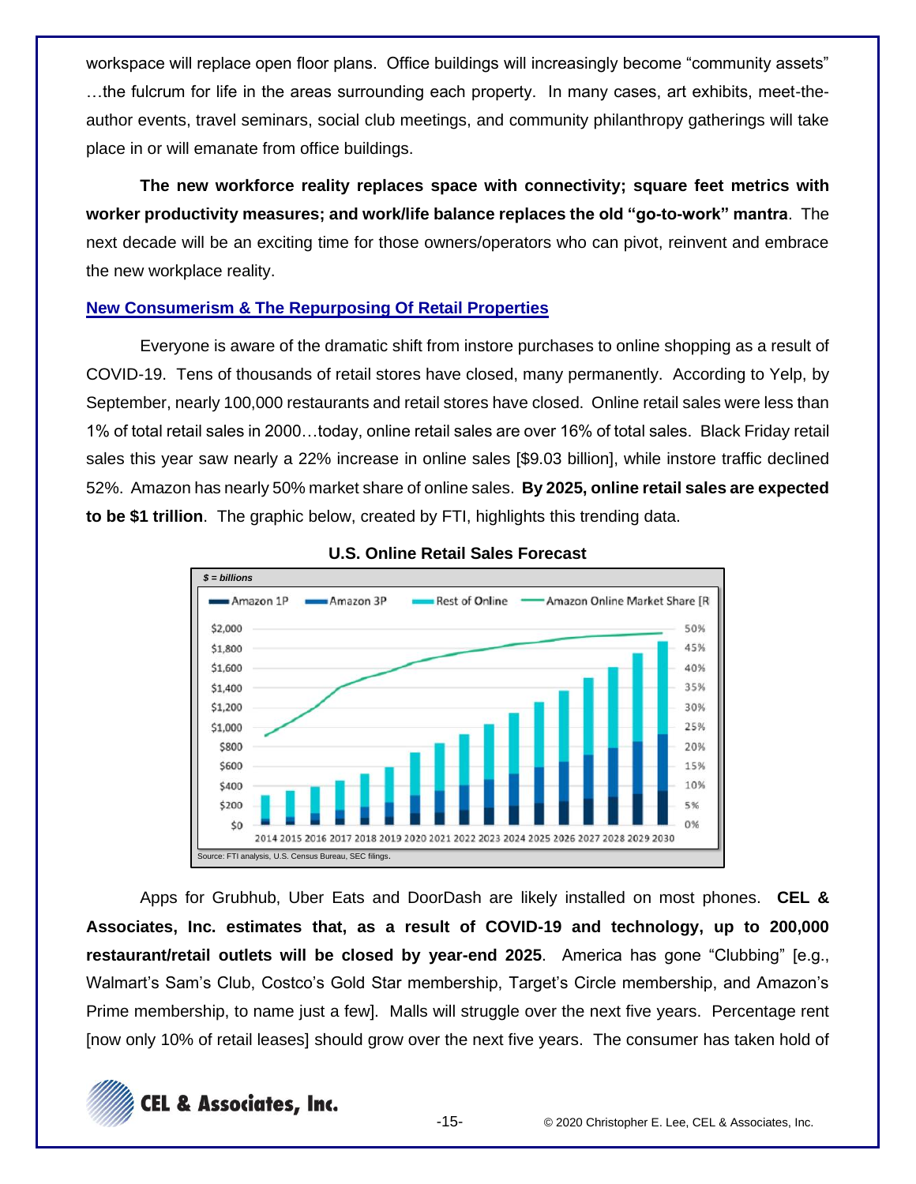workspace will replace open floor plans. Office buildings will increasingly become "community assets" …the fulcrum for life in the areas surrounding each property. In many cases, art exhibits, meet-the-author events, travel seminars, social club meetings, and community philanthropy gatherings will take place in or will emanate from office buildings.

**The new workforce reality replaces space with connectivity; square feet metrics with worker productivity measures; and work/life balance replaces the old "go-to-work" mantra**. The next decade will be an exciting time for those owners/operators who can pivot, reinvent and embrace the new workplace reality.

## New Consumerism & The Repurposing Of Retail Properties

Everyone is aware of the dramatic shift from instore purchases to online shopping as a result of COVID-19. Tens of thousands of retail stores have closed, many permanently. According to Yelp, by September, nearly 100,000 restaurants and retail stores have closed. Online retail sales were less than 1% of total retail sales in 2000…today, online retail sales are over 16% of total sales. Black Friday retail sales this year saw nearly a 22% increase in online sales [$9.03 billion], while instore traffic declined 52%. Amazon has nearly 50% market share of online sales. **By 2025, online retail sales are expected to be $1 trillion**. The graphic below, created by FTI, highlights this trending data.

**U.S. Online Retail Sales Forecast**

*$ = billions*

Legend: Amazon 1P, Amazon 3P, Rest of Online, Amazon Online Market Share [R

Source: FTI analysis, U.S. Census Bureau, SEC filings.

Apps for Grubhub, Uber Eats and DoorDash are likely installed on most phones. **CEL & Associates, Inc. estimates that, as a result of COVID-19 and technology, up to 200,000 restaurant/retail outlets will be closed by year-end 2025**. America has gone "Clubbing" [e.g., Walmart's Sam's Club, Costco's Gold Star membership, Target's Circle membership, and Amazon's Prime membership, to name just a few]. Malls will struggle over the next five years. Percentage rent [now only 10% of retail leases] should grow over the next five years. The consumer has taken hold of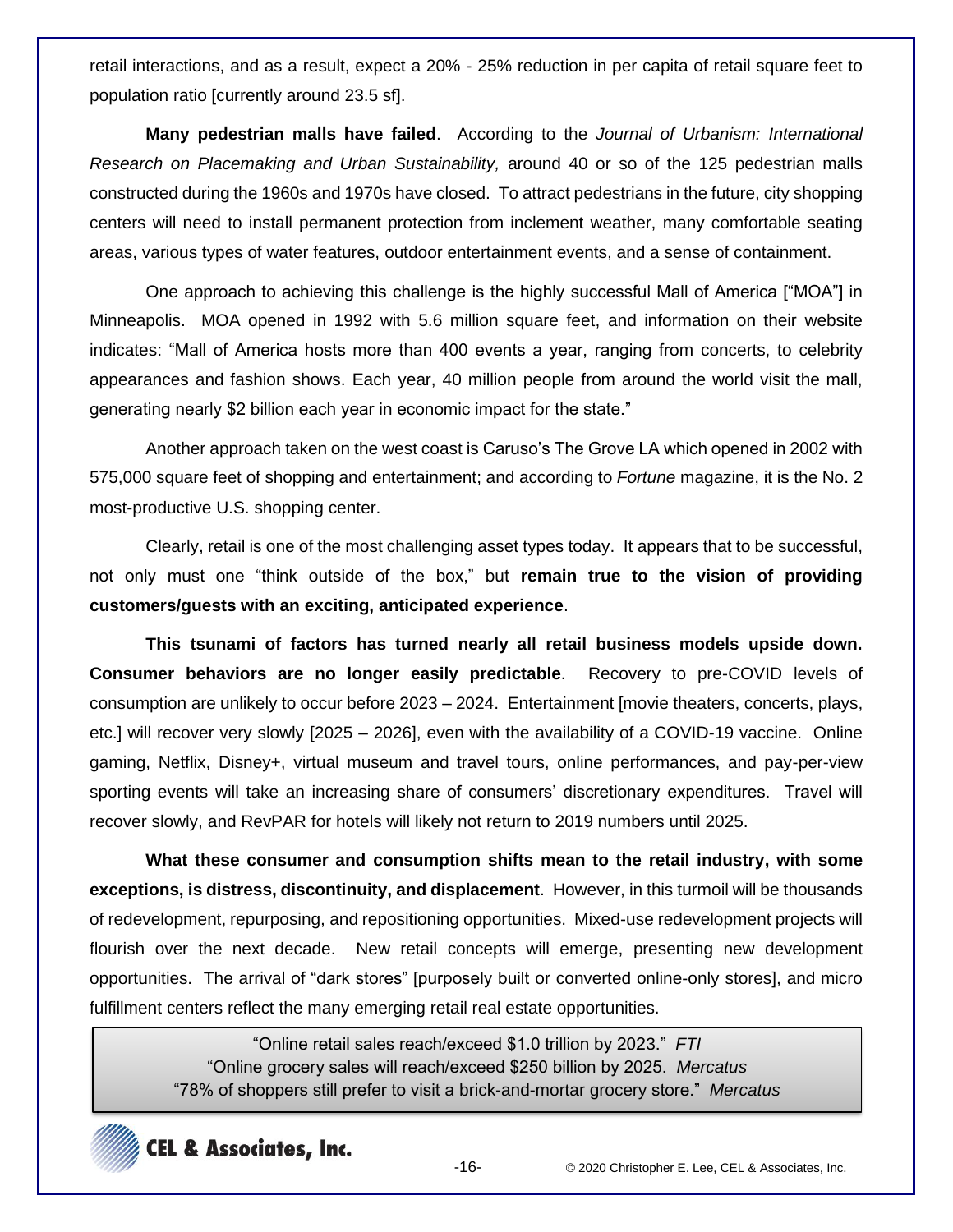retail interactions, and as a result, expect a 20% - 25% reduction in per capita of retail square feet to population ratio [currently around 23.5 sf].

**Many pedestrian malls have failed**. According to the *Journal of Urbanism: International Research on Placemaking and Urban Sustainability,* around 40 or so of the 125 pedestrian malls constructed during the 1960s and 1970s have closed. To attract pedestrians in the future, city shopping centers will need to install permanent protection from inclement weather, many comfortable seating areas, various types of water features, outdoor entertainment events, and a sense of containment.

One approach to achieving this challenge is the highly successful Mall of America ["MOA"] in Minneapolis. MOA opened in 1992 with 5.6 million square feet, and information on their website indicates: "Mall of America hosts more than 400 events a year, ranging from concerts, to celebrity appearances and fashion shows. Each year, 40 million people from around the world visit the mall, generating nearly $2 billion each year in economic impact for the state."

Another approach taken on the west coast is Caruso's The Grove LA which opened in 2002 with 575,000 square feet of shopping and entertainment; and according to *Fortune* magazine, it is the No. 2 most-productive U.S. shopping center.

Clearly, retail is one of the most challenging asset types today. It appears that to be successful, not only must one "think outside of the box," but **remain true to the vision of providing customers/guests with an exciting, anticipated experience**.

**This tsunami of factors has turned nearly all retail business models upside down. Consumer behaviors are no longer easily predictable**. Recovery to pre-COVID levels of consumption are unlikely to occur before 2023 – 2024. Entertainment [movie theaters, concerts, plays, etc.] will recover very slowly [2025 – 2026], even with the availability of a COVID-19 vaccine. Online gaming, Netflix, Disney+, virtual museum and travel tours, online performances, and pay-per-view sporting events will take an increasing share of consumers' discretionary expenditures. Travel will recover slowly, and RevPAR for hotels will likely not return to 2019 numbers until 2025.

**What these consumer and consumption shifts mean to the retail industry, with some exceptions, is distress, discontinuity, and displacement**. However, in this turmoil will be thousands of redevelopment, repurposing, and repositioning opportunities. Mixed-use redevelopment projects will flourish over the next decade. New retail concepts will emerge, presenting new development opportunities. The arrival of "dark stores" [purposely built or converted online-only stores], and micro fulfillment centers reflect the many emerging retail real estate opportunities.

"Online retail sales reach/exceed $1.0 trillion by 2023." *FTI*
"Online grocery sales will reach/exceed $250 billion by 2025. *Mercatus*
"78% of shoppers still prefer to visit a brick-and-mortar grocery store." *Mercatus*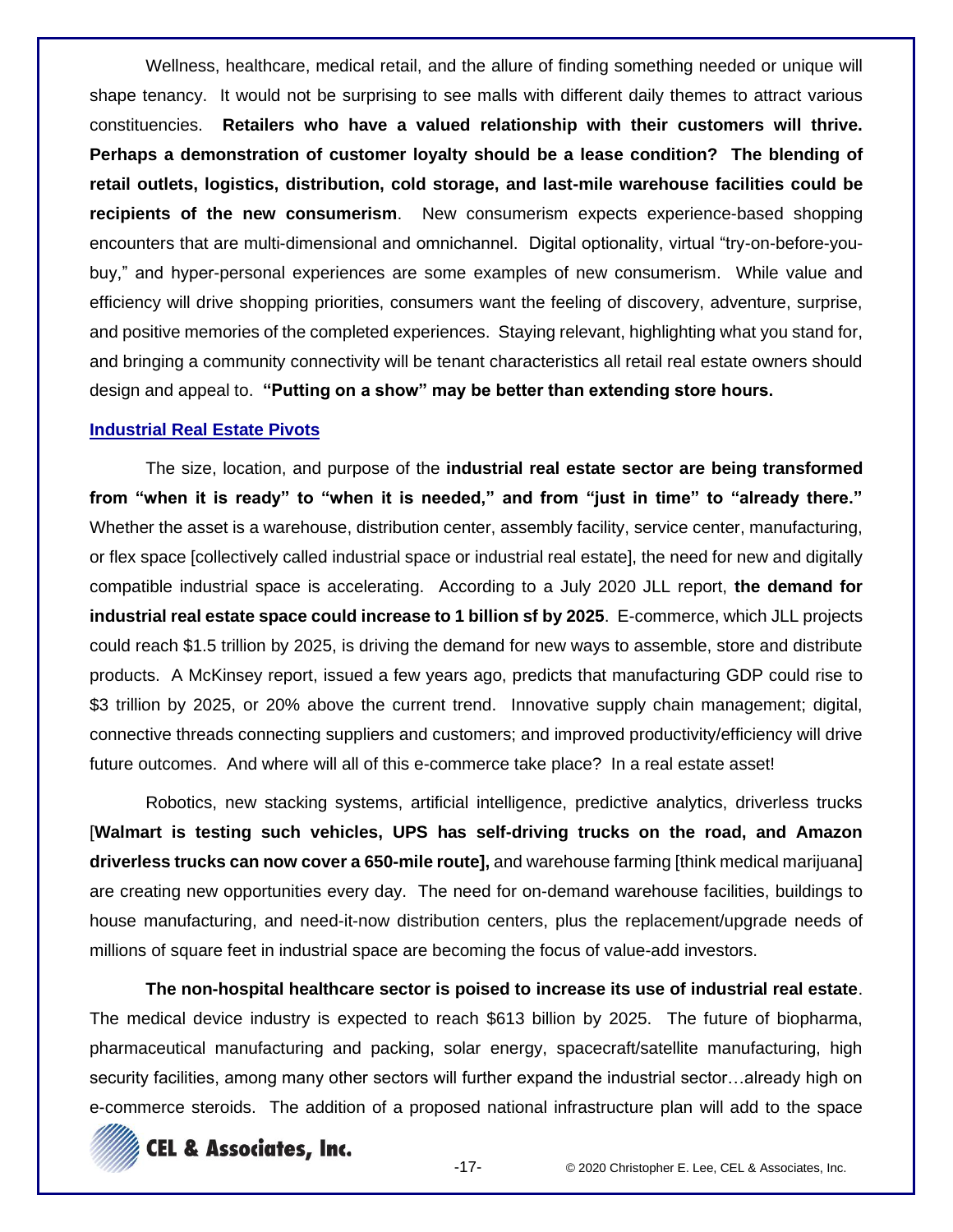Wellness, healthcare, medical retail, and the allure of finding something needed or unique will shape tenancy. It would not be surprising to see malls with different daily themes to attract various constituencies. **Retailers who have a valued relationship with their customers will thrive. Perhaps a demonstration of customer loyalty should be a lease condition? The blending of retail outlets, logistics, distribution, cold storage, and last-mile warehouse facilities could be recipients of the new consumerism**. New consumerism expects experience-based shopping encounters that are multi-dimensional and omnichannel. Digital optionality, virtual "try-on-before-you-buy," and hyper-personal experiences are some examples of new consumerism. While value and efficiency will drive shopping priorities, consumers want the feeling of discovery, adventure, surprise, and positive memories of the completed experiences. Staying relevant, highlighting what you stand for, and bringing a community connectivity will be tenant characteristics all retail real estate owners should design and appeal to. **"Putting on a show" may be better than extending store hours.**

## Industrial Real Estate Pivots

The size, location, and purpose of the **industrial real estate sector are being transformed from "when it is ready" to "when it is needed," and from "just in time" to "already there."** Whether the asset is a warehouse, distribution center, assembly facility, service center, manufacturing, or flex space [collectively called industrial space or industrial real estate], the need for new and digitally compatible industrial space is accelerating. According to a July 2020 JLL report, **the demand for industrial real estate space could increase to 1 billion sf by 2025**. E-commerce, which JLL projects could reach $1.5 trillion by 2025, is driving the demand for new ways to assemble, store and distribute products. A McKinsey report, issued a few years ago, predicts that manufacturing GDP could rise to $3 trillion by 2025, or 20% above the current trend. Innovative supply chain management; digital, connective threads connecting suppliers and customers; and improved productivity/efficiency will drive future outcomes. And where will all of this e-commerce take place? In a real estate asset!

Robotics, new stacking systems, artificial intelligence, predictive analytics, driverless trucks [**Walmart is testing such vehicles, UPS has self-driving trucks on the road, and Amazon driverless trucks can now cover a 650-mile route],** and warehouse farming [think medical marijuana] are creating new opportunities every day. The need for on-demand warehouse facilities, buildings to house manufacturing, and need-it-now distribution centers, plus the replacement/upgrade needs of millions of square feet in industrial space are becoming the focus of value-add investors.

**The non-hospital healthcare sector is poised to increase its use of industrial real estate**. The medical device industry is expected to reach $613 billion by 2025. The future of biopharma, pharmaceutical manufacturing and packing, solar energy, spacecraft/satellite manufacturing, high security facilities, among many other sectors will further expand the industrial sector…already high on e-commerce steroids. The addition of a proposed national infrastructure plan will add to the space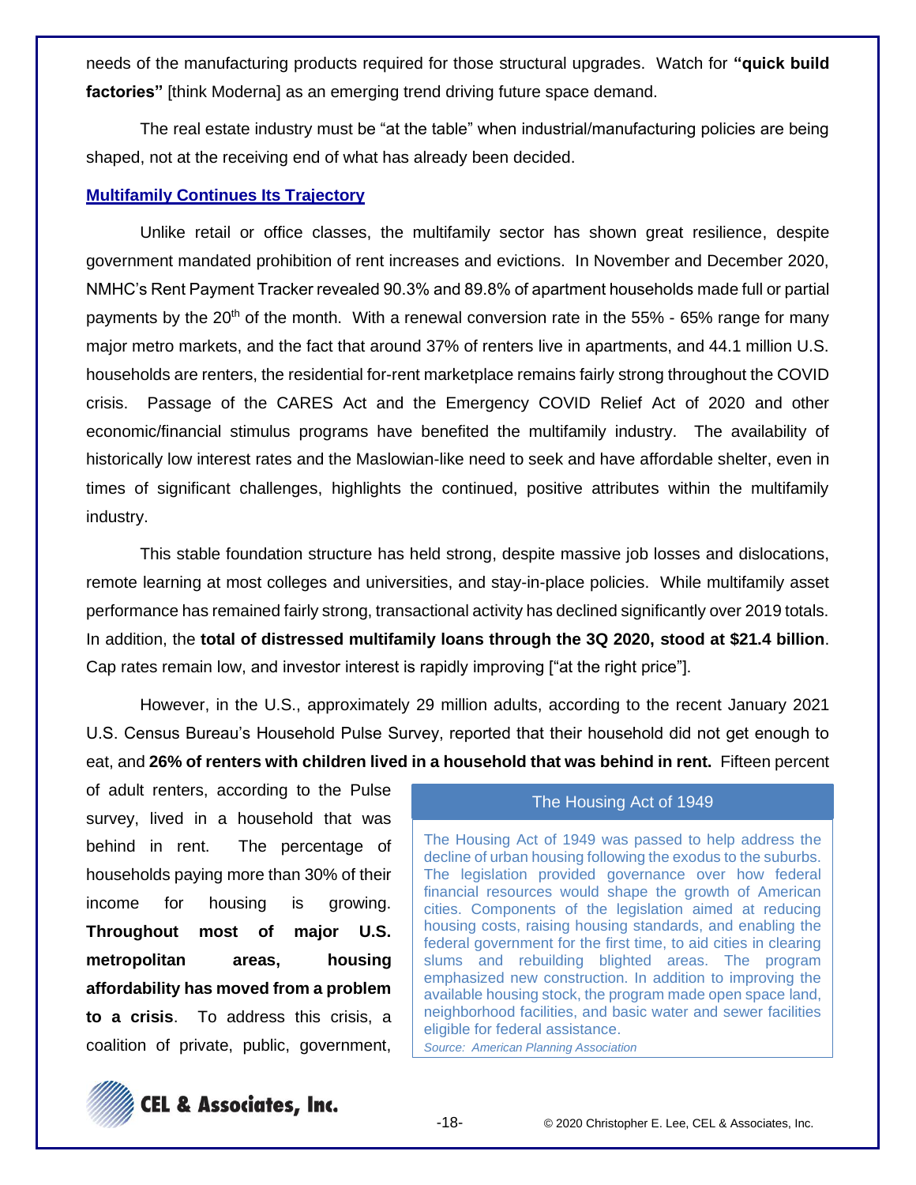needs of the manufacturing products required for those structural upgrades. Watch for **"quick build factories"** [think Moderna] as an emerging trend driving future space demand.

The real estate industry must be "at the table" when industrial/manufacturing policies are being shaped, not at the receiving end of what has already been decided.

## Multifamily Continues Its Trajectory

Unlike retail or office classes, the multifamily sector has shown great resilience, despite government mandated prohibition of rent increases and evictions. In November and December 2020, NMHC's Rent Payment Tracker revealed 90.3% and 89.8% of apartment households made full or partial payments by the 20th of the month. With a renewal conversion rate in the 55% - 65% range for many major metro markets, and the fact that around 37% of renters live in apartments, and 44.1 million U.S. households are renters, the residential for-rent marketplace remains fairly strong throughout the COVID crisis. Passage of the CARES Act and the Emergency COVID Relief Act of 2020 and other economic/financial stimulus programs have benefited the multifamily industry. The availability of historically low interest rates and the Maslowian-like need to seek and have affordable shelter, even in times of significant challenges, highlights the continued, positive attributes within the multifamily industry.

This stable foundation structure has held strong, despite massive job losses and dislocations, remote learning at most colleges and universities, and stay-in-place policies. While multifamily asset performance has remained fairly strong, transactional activity has declined significantly over 2019 totals. In addition, the **total of distressed multifamily loans through the 3Q 2020, stood at $21.4 billion**. Cap rates remain low, and investor interest is rapidly improving ["at the right price"].

However, in the U.S., approximately 29 million adults, according to the recent January 2021 U.S. Census Bureau's Household Pulse Survey, reported that their household did not get enough to eat, and **26% of renters with children lived in a household that was behind in rent.** Fifteen percent of adult renters, according to the Pulse survey, lived in a household that was behind in rent. The percentage of households paying more than 30% of their income for housing is growing. **Throughout most of major U.S. metropolitan areas, housing affordability has moved from a problem to a crisis**. To address this crisis, a coalition of private, public, government,

> **The Housing Act of 1949**
>
> The Housing Act of 1949 was passed to help address the decline of urban housing following the exodus to the suburbs. The legislation provided governance over how federal financial resources would shape the growth of American cities. Components of the legislation aimed at reducing housing costs, raising housing standards, and enabling the federal government for the first time, to aid cities in clearing slums and rebuilding blighted areas. The program emphasized new construction. In addition to improving the available housing stock, the program made open space land, neighborhood facilities, and basic water and sewer facilities eligible for federal assistance.
>
> *Source: American Planning Association*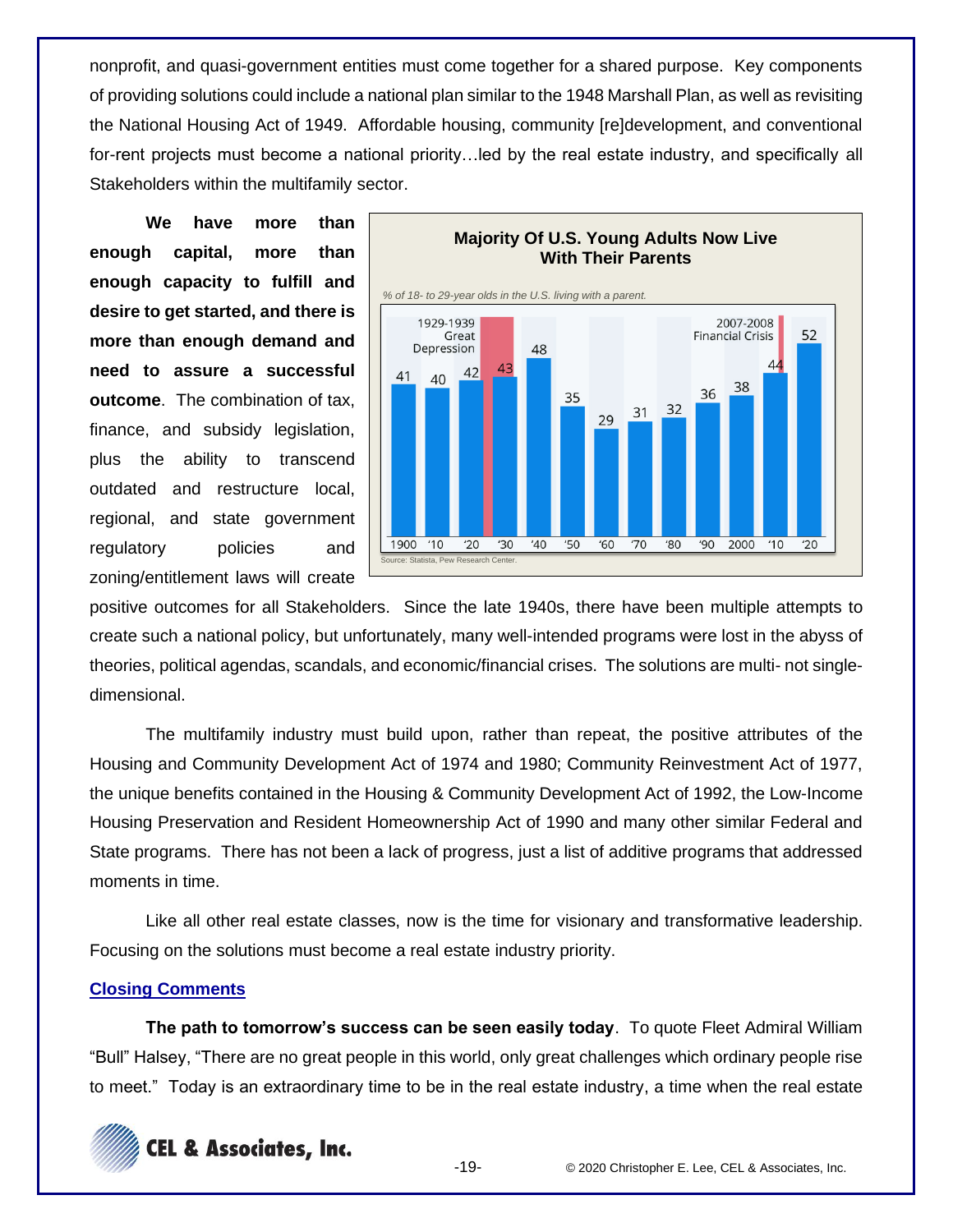nonprofit, and quasi-government entities must come together for a shared purpose. Key components of providing solutions could include a national plan similar to the 1948 Marshall Plan, as well as revisiting the National Housing Act of 1949. Affordable housing, community [re]development, and conventional for-rent projects must become a national priority…led by the real estate industry, and specifically all Stakeholders within the multifamily sector.

**We have more than enough capital, more than enough capacity to fulfill and desire to get started, and there is more than enough demand and need to assure a successful outcome**. The combination of tax, finance, and subsidy legislation, plus the ability to transcend outdated and restructure local, regional, and state government regulatory policies and zoning/entitlement laws will create positive outcomes for all Stakeholders. Since the late 1940s, there have been multiple attempts to create such a national policy, but unfortunately, many well-intended programs were lost in the abyss of theories, political agendas, scandals, and economic/financial crises. The solutions are multi- not single-dimensional.

**Majority Of U.S. Young Adults Now Live With Their Parents**

*% of 18- to 29-year olds in the U.S. living with a parent.*

1929-1939 Great Depression

2007-2008 Financial Crisis

41 40 42 43 48 35 29 31 32 36 38 44 52

1900 '10 '20 '30 '40 '50 '60 '70 '80 '90 2000 '10 '20

Source: Statista, Pew Research Center.

The multifamily industry must build upon, rather than repeat, the positive attributes of the Housing and Community Development Act of 1974 and 1980; Community Reinvestment Act of 1977, the unique benefits contained in the Housing & Community Development Act of 1992, the Low-Income Housing Preservation and Resident Homeownership Act of 1990 and many other similar Federal and State programs. There has not been a lack of progress, just a list of additive programs that addressed moments in time.

Like all other real estate classes, now is the time for visionary and transformative leadership. Focusing on the solutions must become a real estate industry priority.

## Closing Comments

**The path to tomorrow's success can be seen easily today**. To quote Fleet Admiral William "Bull" Halsey, "There are no great people in this world, only great challenges which ordinary people rise to meet." Today is an extraordinary time to be in the real estate industry, a time when the real estate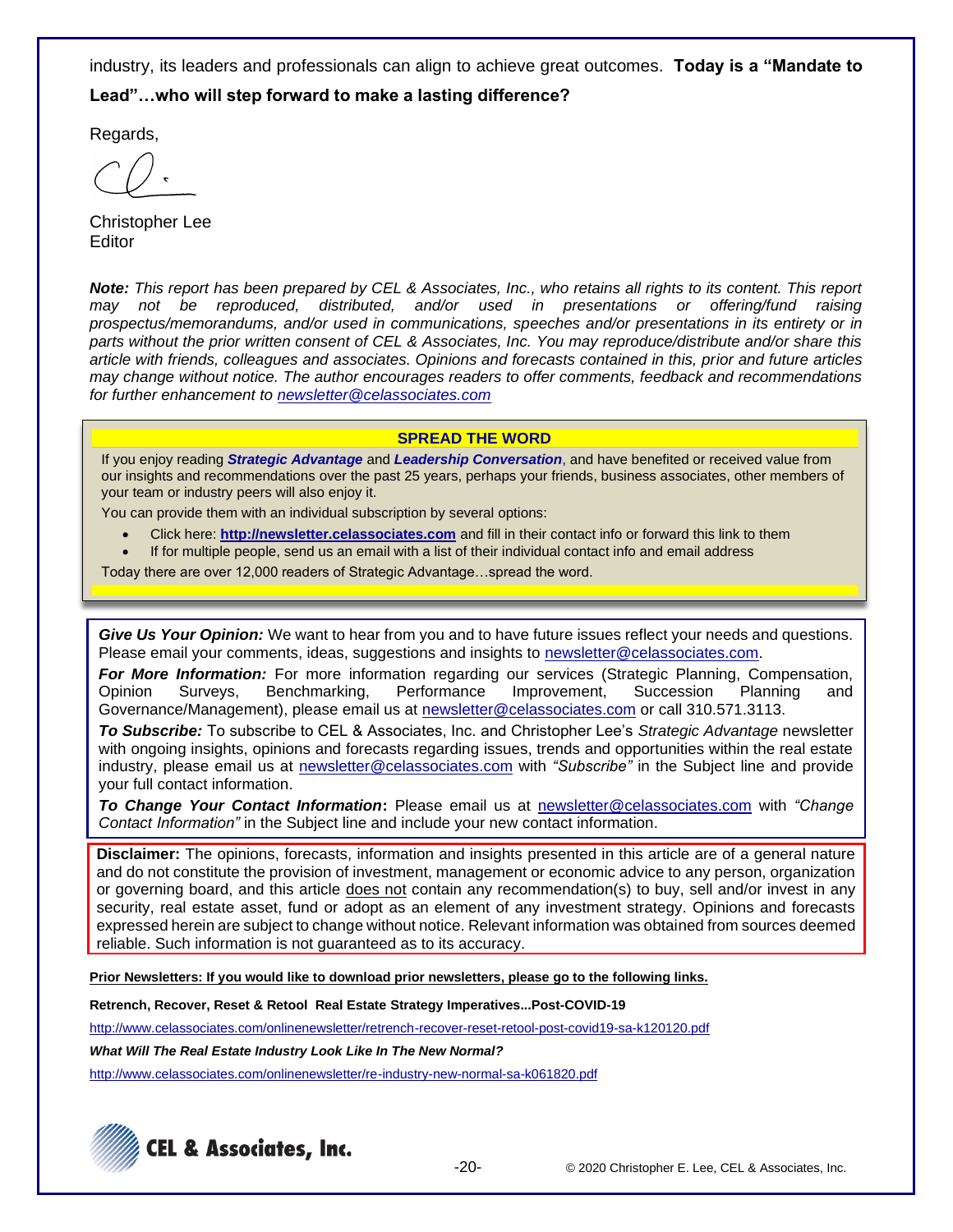industry, its leaders and professionals can align to achieve great outcomes. **Today is a "Mandate to Lead"…who will step forward to make a lasting difference?**

Regards,

Christopher Lee
Editor

***Note:*** *This report has been prepared by CEL & Associates, Inc., who retains all rights to its content. This report may not be reproduced, distributed, and/or used in presentations or offering/fund raising prospectus/memorandums, and/or used in communications, speeches and/or presentations in its entirety or in parts without the prior written consent of CEL & Associates, Inc. You may reproduce/distribute and/or share this article with friends, colleagues and associates. Opinions and forecasts contained in this, prior and future articles may change without notice. The author encourages readers to offer comments, feedback and recommendations for further enhancement to newsletter@celassociates.com*

**SPREAD THE WORD**

If you enjoy reading ***Strategic Advantage*** and ***Leadership Conversation***, and have benefited or received value from our insights and recommendations over the past 25 years, perhaps your friends, business associates, other members of your team or industry peers will also enjoy it.

You can provide them with an individual subscription by several options:

- Click here: **http://newsletter.celassociates.com** and fill in their contact info or forward this link to them
- If for multiple people, send us an email with a list of their individual contact info and email address

Today there are over 12,000 readers of Strategic Advantage…spread the word.

***Give Us Your Opinion:*** We want to hear from you and to have future issues reflect your needs and questions. Please email your comments, ideas, suggestions and insights to newsletter@celassociates.com.

***For More Information:*** For more information regarding our services (Strategic Planning, Compensation, Opinion Surveys, Benchmarking, Performance Improvement, Succession Planning and Governance/Management), please email us at newsletter@celassociates.com or call 310.571.3113.

***To Subscribe:*** To subscribe to CEL & Associates, Inc. and Christopher Lee's *Strategic Advantage* newsletter with ongoing insights, opinions and forecasts regarding issues, trends and opportunities within the real estate industry, please email us at newsletter@celassociates.com with *"Subscribe"* in the Subject line and provide your full contact information.

***To Change Your Contact Information*****:** Please email us at newsletter@celassociates.com with *"Change Contact Information"* in the Subject line and include your new contact information.

**Disclaimer:** The opinions, forecasts, information and insights presented in this article are of a general nature and do not constitute the provision of investment, management or economic advice to any person, organization or governing board, and this article does not contain any recommendation(s) to buy, sell and/or invest in any security, real estate asset, fund or adopt as an element of any investment strategy. Opinions and forecasts expressed herein are subject to change without notice. Relevant information was obtained from sources deemed reliable. Such information is not guaranteed as to its accuracy.

**Prior Newsletters: If you would like to download prior newsletters, please go to the following links.**

**Retrench, Recover, Reset & Retool Real Estate Strategy Imperatives...Post-COVID-19**

http://www.celassociates.com/onlinenewsletter/retrench-recover-reset-retool-post-covid19-sa-k120120.pdf

***What Will The Real Estate Industry Look Like In The New Normal?***

http://www.celassociates.com/onlinenewsletter/re-industry-new-normal-sa-k061820.pdf

CEL & Associates, Inc.

© 2020 Christopher E. Lee, CEL & Associates, Inc.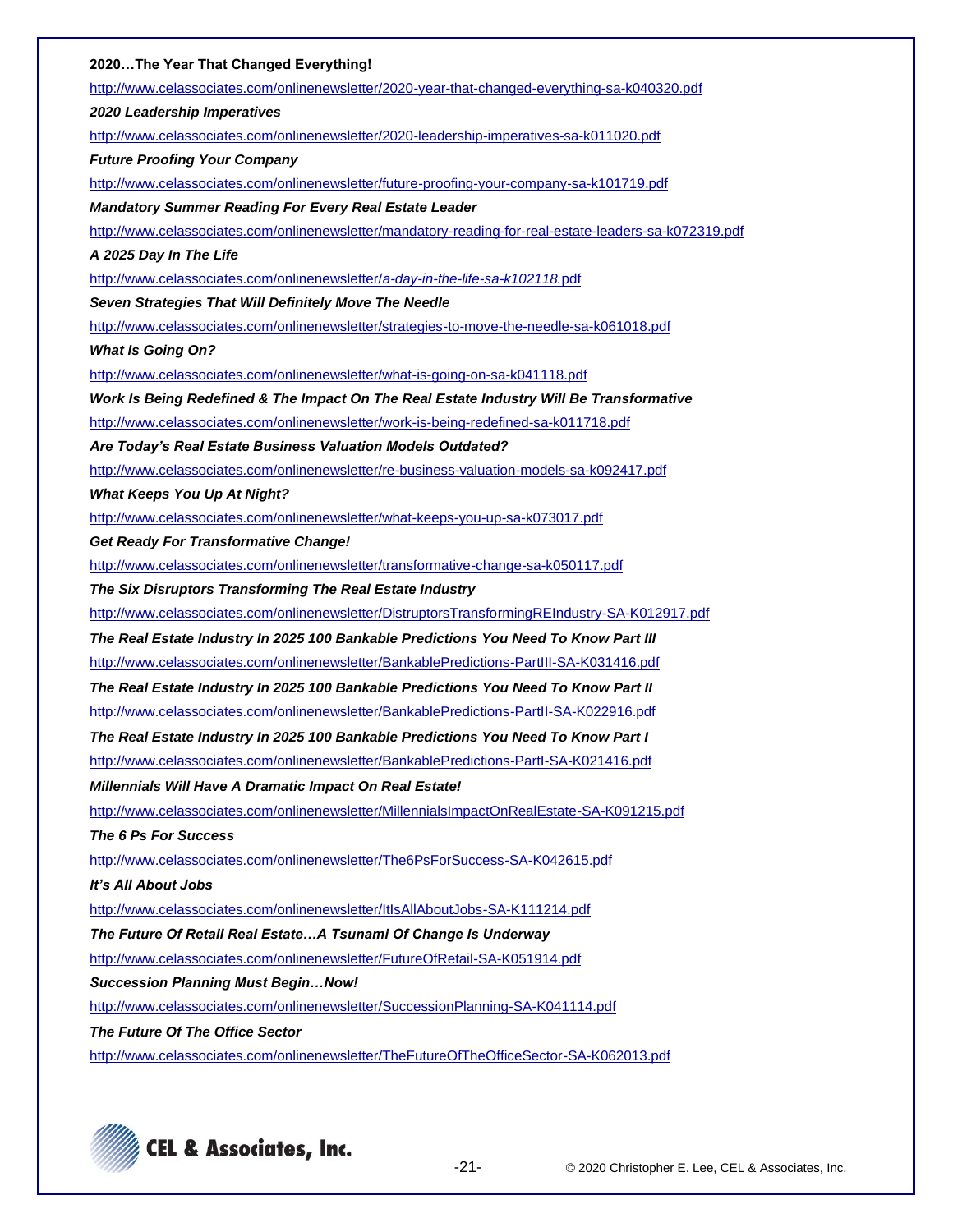**2020…The Year That Changed Everything!**

http://www.celassociates.com/onlinenewsletter/2020-year-that-changed-everything-sa-k040320.pdf

***2020 Leadership Imperatives***

http://www.celassociates.com/onlinenewsletter/2020-leadership-imperatives-sa-k011020.pdf

***Future Proofing Your Company***

http://www.celassociates.com/onlinenewsletter/future-proofing-your-company-sa-k101719.pdf

***Mandatory Summer Reading For Every Real Estate Leader***

http://www.celassociates.com/onlinenewsletter/mandatory-reading-for-real-estate-leaders-sa-k072319.pdf

***A 2025 Day In The Life***

http://www.celassociates.com/onlinenewsletter/a-day-in-the-life-sa-k102118.pdf

***Seven Strategies That Will Definitely Move The Needle***

http://www.celassociates.com/onlinenewsletter/strategies-to-move-the-needle-sa-k061018.pdf

***What Is Going On?***

http://www.celassociates.com/onlinenewsletter/what-is-going-on-sa-k041118.pdf

***Work Is Being Redefined & The Impact On The Real Estate Industry Will Be Transformative***

http://www.celassociates.com/onlinenewsletter/work-is-being-redefined-sa-k011718.pdf

***Are Today's Real Estate Business Valuation Models Outdated?***

http://www.celassociates.com/onlinenewsletter/re-business-valuation-models-sa-k092417.pdf

***What Keeps You Up At Night?***

http://www.celassociates.com/onlinenewsletter/what-keeps-you-up-sa-k073017.pdf

***Get Ready For Transformative Change!***

http://www.celassociates.com/onlinenewsletter/transformative-change-sa-k050117.pdf

***The Six Disruptors Transforming The Real Estate Industry***

http://www.celassociates.com/onlinenewsletter/DistruptorsTransformingREIndustry-SA-K012917.pdf

***The Real Estate Industry In 2025 100 Bankable Predictions You Need To Know Part III***

http://www.celassociates.com/onlinenewsletter/BankablePredictions-PartIII-SA-K031416.pdf

***The Real Estate Industry In 2025 100 Bankable Predictions You Need To Know Part II***

http://www.celassociates.com/onlinenewsletter/BankablePredictions-PartII-SA-K022916.pdf

***The Real Estate Industry In 2025 100 Bankable Predictions You Need To Know Part I***

http://www.celassociates.com/onlinenewsletter/BankablePredictions-PartI-SA-K021416.pdf

***Millennials Will Have A Dramatic Impact On Real Estate!***

http://www.celassociates.com/onlinenewsletter/MillennialsImpactOnRealEstate-SA-K091215.pdf

***The 6 Ps For Success***

http://www.celassociates.com/onlinenewsletter/The6PsForSuccess-SA-K042615.pdf

***It's All About Jobs***

http://www.celassociates.com/onlinenewsletter/ItIsAllAboutJobs-SA-K111214.pdf

***The Future Of Retail Real Estate…A Tsunami Of Change Is Underway***

http://www.celassociates.com/onlinenewsletter/FutureOfRetail-SA-K051914.pdf

***Succession Planning Must Begin…Now!***

http://www.celassociates.com/onlinenewsletter/SuccessionPlanning-SA-K041114.pdf

***The Future Of The Office Sector***

http://www.celassociates.com/onlinenewsletter/TheFutureOfTheOfficeSector-SA-K062013.pdf

CEL & Associates, Inc.

© 2020 Christopher E. Lee, CEL & Associates, Inc.